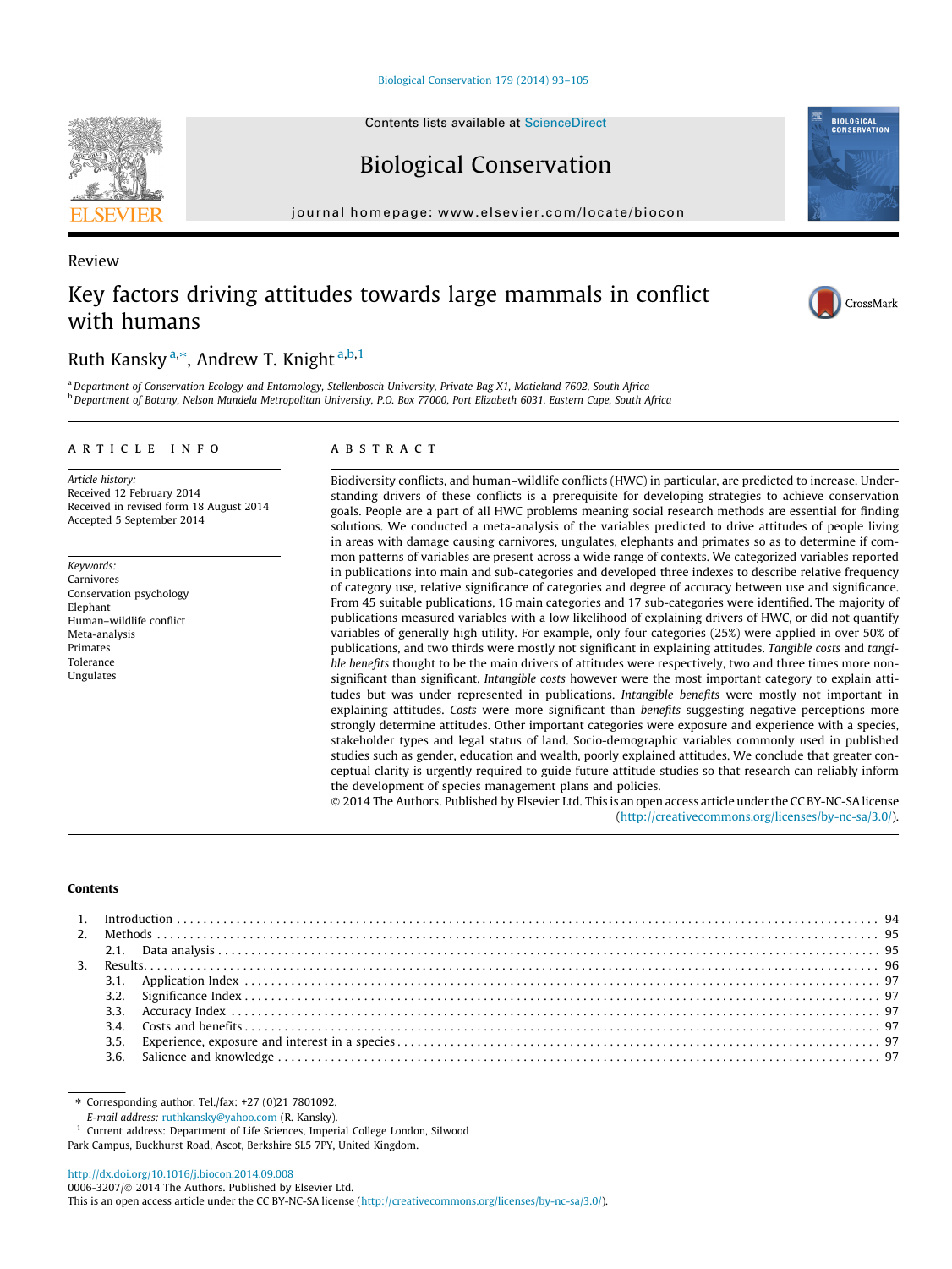Contents lists available at ScienceDirect

# Biological Conservation

journal homepage: www.elsevier.com/locate/biocon

Review

# Key factors driving attitudes towards large mammals in conflict with humans

Ruth Kansky [a,*], Andrew T. Knight [a,b,1]

[a] Department of Conservation Ecology and Entomology, Stellenbosch University, Private Bag X1, Matieland 7602, South Africa
[b] Department of Botany, Nelson Mandela Metropolitan University, P.O. Box 77000, Port Elizabeth 6031, Eastern Cape, South Africa

## ARTICLE INFO

*Article history:*
Received 12 February 2014
Received in revised form 18 August 2014
Accepted 5 September 2014

*Keywords:*
Carnivores
Conservation psychology
Elephant
Human–wildlife conflict
Meta-analysis
Primates
Tolerance
Ungulates

## ABSTRACT

Biodiversity conflicts, and human–wildlife conflicts (HWC) in particular, are predicted to increase. Understanding drivers of these conflicts is a prerequisite for developing strategies to achieve conservation goals. People are a part of all HWC problems meaning social research methods are essential for finding solutions. We conducted a meta-analysis of the variables predicted to drive attitudes of people living in areas with damage causing carnivores, ungulates, elephants and primates so as to determine if common patterns of variables are present across a wide range of contexts. We categorized variables reported in publications into main and sub-categories and developed three indexes to describe relative frequency of category use, relative significance of categories and degree of accuracy between use and significance. From 45 suitable publications, 16 main categories and 17 sub-categories were identified. The majority of publications measured variables with a low likelihood of explaining drivers of HWC, or did not quantify variables of generally high utility. For example, only four categories (25%) were applied in over 50% of publications, and two thirds were mostly not significant in explaining attitudes. *Tangible costs* and *tangible benefits* thought to be the main drivers of attitudes were respectively, two and three times more non-significant than significant. *Intangible costs* however were the most important category to explain attitudes but was under represented in publications. *Intangible benefits* were mostly not important in explaining attitudes. *Costs* were more significant than *benefits* suggesting negative perceptions more strongly determine attitudes. Other important categories were exposure and experience with a species, stakeholder types and legal status of land. Socio-demographic variables commonly used in published studies such as gender, education and wealth, poorly explained attitudes. We conclude that greater conceptual clarity is urgently required to guide future attitude studies so that research can reliably inform the development of species management plans and policies.

© 2014 The Authors. Published by Elsevier Ltd. This is an open access article under the CC BY-NC-SA license (http://creativecommons.org/licenses/by-nc-sa/3.0/).

## Contents

1. Introduction . . . 94
2. Methods . . . 95
   2.1. Data analysis . . . 95
3. Results . . . 96
   3.1. Application Index . . . 97
   3.2. Significance Index . . . 97
   3.3. Accuracy Index . . . 97
   3.4. Costs and benefits . . . 97
   3.5. Experience, exposure and interest in a species . . . 97
   3.6. Salience and knowledge . . . 97

* Corresponding author. Tel./fax: +27 (0)21 7801092.
E-mail address: ruthkansky@yahoo.com (R. Kansky).
[1] Current address: Department of Life Sciences, Imperial College London, Silwood Park Campus, Buckhurst Road, Ascot, Berkshire SL5 7PY, United Kingdom.

http://dx.doi.org/10.1016/j.biocon.2014.09.008
0006-3207/© 2014 The Authors. Published by Elsevier Ltd.
This is an open access article under the CC BY-NC-SA license (http://creativecommons.org/licenses/by-nc-sa/3.0/).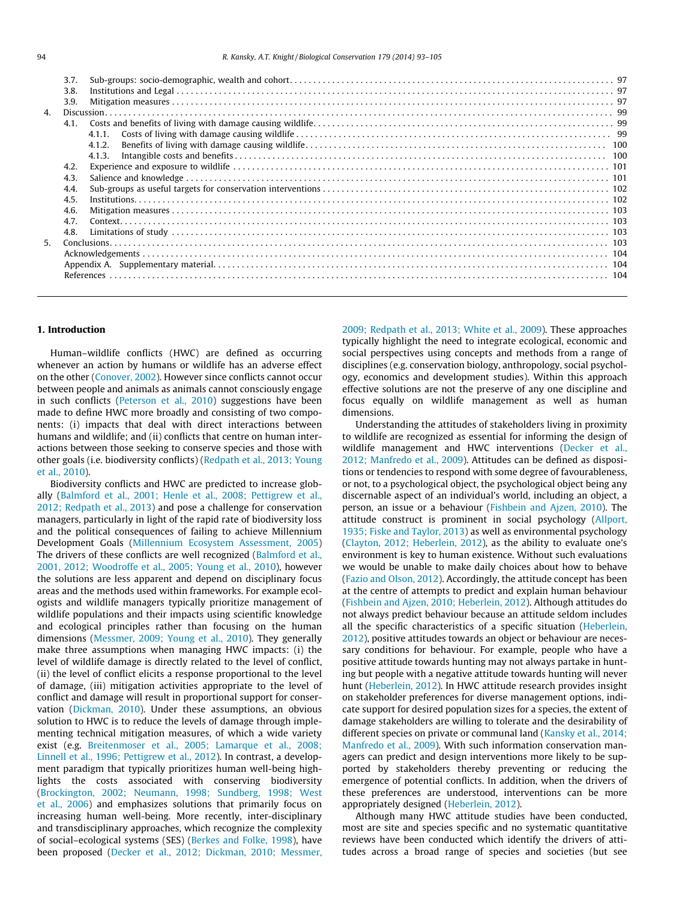3.7. Sub-groups: socio-demographic, wealth and cohort . . . 97
3.8. Institutions and Legal . . . 97
3.9. Mitigation measures . . . 97
4. Discussion . . . 99
4.1. Costs and benefits of living with damage causing wildlife . . . 99
4.1.1. Costs of living with damage causing wildlife . . . 99
4.1.2. Benefits of living with damage causing wildlife . . . 100
4.1.3. Intangible costs and benefits . . . 100
4.2. Experience and exposure to wildlife . . . 101
4.3. Salience and knowledge . . . 101
4.4. Sub-groups as useful targets for conservation interventions . . . 102
4.5. Institutions . . . 102
4.6. Mitigation measures . . . 103
4.7. Context . . . 103
4.8. Limitations of study . . . 103
5. Conclusions . . . 103
Acknowledgements . . . 104
Appendix A. Supplementary material . . . 104
References . . . 104

## 1. Introduction

Human–wildlife conflicts (HWC) are defined as occurring whenever an action by humans or wildlife has an adverse effect on the other (Conover, 2002). However since conflicts cannot occur between people and animals as animals cannot consciously engage in such conflicts (Peterson et al., 2010) suggestions have been made to define HWC more broadly and consisting of two components: (i) impacts that deal with direct interactions between humans and wildlife; and (ii) conflicts that centre on human interactions between those seeking to conserve species and those with other goals (i.e. biodiversity conflicts) (Redpath et al., 2013; Young et al., 2010).

Biodiversity conflicts and HWC are predicted to increase globally (Balmford et al., 2001; Henle et al., 2008; Pettigrew et al., 2012; Redpath et al., 2013) and pose a challenge for conservation managers, particularly in light of the rapid rate of biodiversity loss and the political consequences of failing to achieve Millennium Development Goals (Millennium Ecosystem Assessment, 2005) The drivers of these conflicts are well recognized (Balmford et al., 2001, 2012; Woodroffe et al., 2005; Young et al., 2010), however the solutions are less apparent and depend on disciplinary focus areas and the methods used within frameworks. For example ecologists and wildlife managers typically prioritize management of wildlife populations and their impacts using scientific knowledge and ecological principles rather than focusing on the human dimensions (Messmer, 2009; Young et al., 2010). They generally make three assumptions when managing HWC impacts: (i) the level of wildlife damage is directly related to the level of conflict, (ii) the level of conflict elicits a response proportional to the level of damage, (iii) mitigation activities appropriate to the level of conflict and damage will result in proportional support for conservation (Dickman, 2010). Under these assumptions, an obvious solution to HWC is to reduce the levels of damage through implementing technical mitigation measures, of which a wide variety exist (e.g. Breitenmoser et al., 2005; Lamarque et al., 2008; Linnell et al., 1996; Pettigrew et al., 2012). In contrast, a development paradigm that typically prioritizes human well-being highlights the costs associated with conserving biodiversity (Brockington, 2002; Neumann, 1998; Sundberg, 1998; West et al., 2006) and emphasizes solutions that primarily focus on increasing human well-being. More recently, inter-disciplinary and transdisciplinary approaches, which recognize the complexity of social–ecological systems (SES) (Berkes and Folke, 1998), have been proposed (Decker et al., 2012; Dickman, 2010; Messmer, 2009; Redpath et al., 2013; White et al., 2009). These approaches typically highlight the need to integrate ecological, economic and social perspectives using concepts and methods from a range of disciplines (e.g. conservation biology, anthropology, social psychology, economics and development studies). Within this approach effective solutions are not the preserve of any one discipline and focus equally on wildlife management as well as human dimensions.

Understanding the attitudes of stakeholders living in proximity to wildlife are recognized as essential for informing the design of wildlife management and HWC interventions (Decker et al., 2012; Manfredo et al., 2009). Attitudes can be defined as dispositions or tendencies to respond with some degree of favourableness, or not, to a psychological object, the psychological object being any discernable aspect of an individual's world, including an object, a person, an issue or a behaviour (Fishbein and Ajzen, 2010). The attitude construct is prominent in social psychology (Allport, 1935; Fiske and Taylor, 2013) as well as environmental psychology (Clayton, 2012; Heberlein, 2012), as the ability to evaluate one's environment is key to human existence. Without such evaluations we would be unable to make daily choices about how to behave (Fazio and Olson, 2012). Accordingly, the attitude concept has been at the centre of attempts to predict and explain human behaviour (Fishbein and Ajzen, 2010; Heberlein, 2012). Although attitudes do not always predict behaviour because an attitude seldom includes all the specific characteristics of a specific situation (Heberlein, 2012), positive attitudes towards an object or behaviour are necessary conditions for behaviour. For example, people who have a positive attitude towards hunting may not always partake in hunting but people with a negative attitude towards hunting will never hunt (Heberlein, 2012). In HWC attitude research provides insight on stakeholder preferences for diverse management options, indicate support for desired population sizes for a species, the extent of damage stakeholders are willing to tolerate and the desirability of different species on private or communal land (Kansky et al., 2014; Manfredo et al., 2009). With such information conservation managers can predict and design interventions more likely to be supported by stakeholders thereby preventing or reducing the emergence of potential conflicts. In addition, when the drivers of these preferences are understood, interventions can be more appropriately designed (Heberlein, 2012).

Although many HWC attitude studies have been conducted, most are site and species specific and no systematic quantitative reviews have been conducted which identify the drivers of attitudes across a broad range of species and societies (but see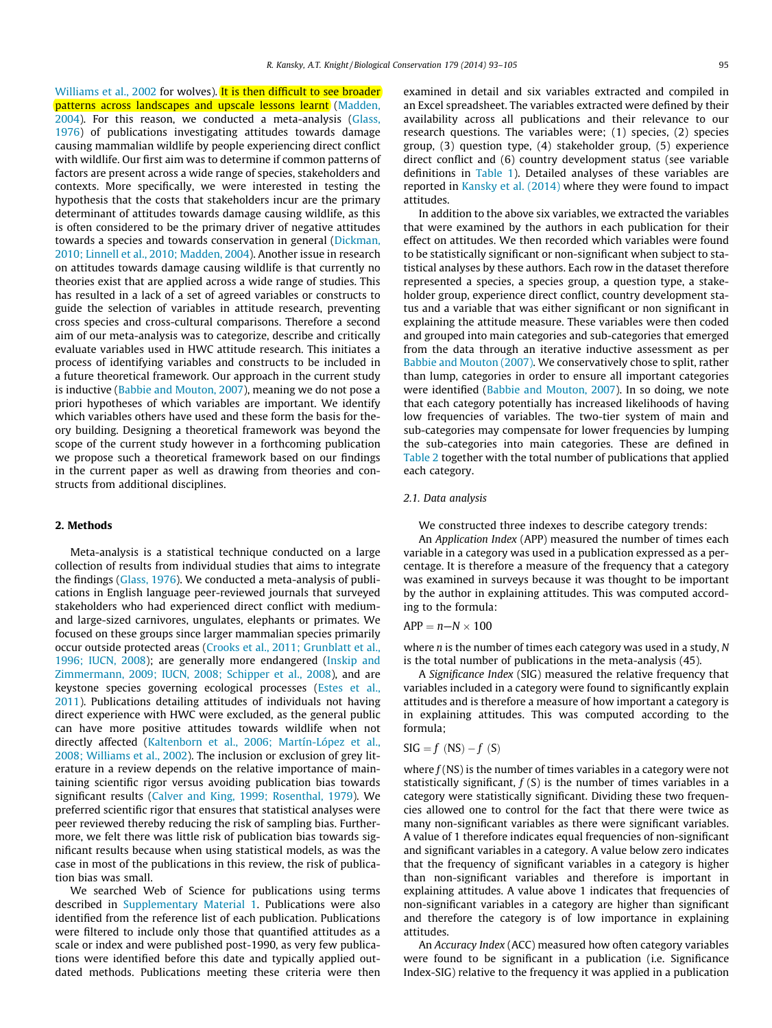Williams et al., 2002 for wolves). It is then difficult to see broader patterns across landscapes and upscale lessons learnt (Madden, 2004). For this reason, we conducted a meta-analysis (Glass, 1976) of publications investigating attitudes towards damage causing mammalian wildlife by people experiencing direct conflict with wildlife. Our first aim was to determine if common patterns of factors are present across a wide range of species, stakeholders and contexts. More specifically, we were interested in testing the hypothesis that the costs that stakeholders incur are the primary determinant of attitudes towards damage causing wildlife, as this is often considered to be the primary driver of negative attitudes towards a species and towards conservation in general (Dickman, 2010; Linnell et al., 2010; Madden, 2004). Another issue in research on attitudes towards damage causing wildlife is that currently no theories exist that are applied across a wide range of studies. This has resulted in a lack of a set of agreed variables or constructs to guide the selection of variables in attitude research, preventing cross species and cross-cultural comparisons. Therefore a second aim of our meta-analysis was to categorize, describe and critically evaluate variables used in HWC attitude research. This initiates a process of identifying variables and constructs to be included in a future theoretical framework. Our approach in the current study is inductive (Babbie and Mouton, 2007), meaning we do not pose a priori hypotheses of which variables are important. We identify which variables others have used and these form the basis for theory building. Designing a theoretical framework was beyond the scope of the current study however in a forthcoming publication we propose such a theoretical framework based on our findings in the current paper as well as drawing from theories and constructs from additional disciplines.

## 2. Methods

Meta-analysis is a statistical technique conducted on a large collection of results from individual studies that aims to integrate the findings (Glass, 1976). We conducted a meta-analysis of publications in English language peer-reviewed journals that surveyed stakeholders who had experienced direct conflict with medium- and large-sized carnivores, ungulates, elephants or primates. We focused on these groups since larger mammalian species primarily occur outside protected areas (Crooks et al., 2011; Grunblatt et al., 1996; IUCN, 2008); are generally more endangered (Inskip and Zimmermann, 2009; IUCN, 2008; Schipper et al., 2008), and are keystone species governing ecological processes (Estes et al., 2011). Publications detailing attitudes of individuals not having direct experience with HWC were excluded, as the general public can have more positive attitudes towards wildlife when not directly affected (Kaltenborn et al., 2006; Martín-López et al., 2008; Williams et al., 2002). The inclusion or exclusion of grey literature in a review depends on the relative importance of maintaining scientific rigor versus avoiding publication bias towards significant results (Calver and King, 1999; Rosenthal, 1979). We preferred scientific rigor that ensures that statistical analyses were peer reviewed thereby reducing the risk of sampling bias. Furthermore, we felt there was little risk of publication bias towards significant results because when using statistical models, as was the case in most of the publications in this review, the risk of publication bias was small.

We searched Web of Science for publications using terms described in Supplementary Material 1. Publications were also identified from the reference list of each publication. Publications were filtered to include only those that quantified attitudes as a scale or index and were published post-1990, as very few publications were identified before this date and typically applied outdated methods. Publications meeting these criteria were then examined in detail and six variables extracted and compiled in an Excel spreadsheet. The variables extracted were defined by their availability across all publications and their relevance to our research questions. The variables were; (1) species, (2) species group, (3) question type, (4) stakeholder group, (5) experience direct conflict and (6) country development status (see variable definitions in Table 1). Detailed analyses of these variables are reported in Kansky et al. (2014) where they were found to impact attitudes.

In addition to the above six variables, we extracted the variables that were examined by the authors in each publication for their effect on attitudes. We then recorded which variables were found to be statistically significant or non-significant when subject to statistical analyses by these authors. Each row in the dataset therefore represented a species, a species group, a question type, a stakeholder group, experience direct conflict, country development status and a variable that was either significant or non significant in explaining the attitude measure. These variables were then coded and grouped into main categories and sub-categories that emerged from the data through an iterative inductive assessment as per Babbie and Mouton (2007). We conservatively chose to split, rather than lump, categories in order to ensure all important categories were identified (Babbie and Mouton, 2007). In so doing, we note that each category potentially has increased likelihoods of having low frequencies of variables. The two-tier system of main and sub-categories may compensate for lower frequencies by lumping the sub-categories into main categories. These are defined in Table 2 together with the total number of publications that applied each category.

### 2.1. Data analysis

We constructed three indexes to describe category trends:

An *Application Index* (APP) measured the number of times each variable in a category was used in a publication expressed as a percentage. It is therefore a measure of the frequency that a category was examined in surveys because it was thought to be important by the author in explaining attitudes. This was computed according to the formula:

$$\mathrm{APP} = n{-}N \times 100$$

where $n$ is the number of times each category was used in a study, $N$ is the total number of publications in the meta-analysis (45).

A *Significance Index* (SIG) measured the relative frequency that variables included in a category were found to significantly explain attitudes and is therefore a measure of how important a category is in explaining attitudes. This was computed according to the formula;

$$\mathrm{SIG} = f\ (\mathrm{NS}) - f\ (\mathrm{S})$$

where $f$(NS) is the number of times variables in a category were not statistically significant, $f$ (S) is the number of times variables in a category were statistically significant. Dividing these two frequencies allowed one to control for the fact that there were twice as many non-significant variables as there were significant variables. A value of 1 therefore indicates equal frequencies of non-significant and significant variables in a category. A value below zero indicates that the frequency of significant variables in a category is higher than non-significant variables and therefore is important in explaining attitudes. A value above 1 indicates that frequencies of non-significant variables in a category are higher than significant and therefore the category is of low importance in explaining attitudes.

An *Accuracy Index* (ACC) measured how often category variables were found to be significant in a publication (i.e. Significance Index-SIG) relative to the frequency it was applied in a publication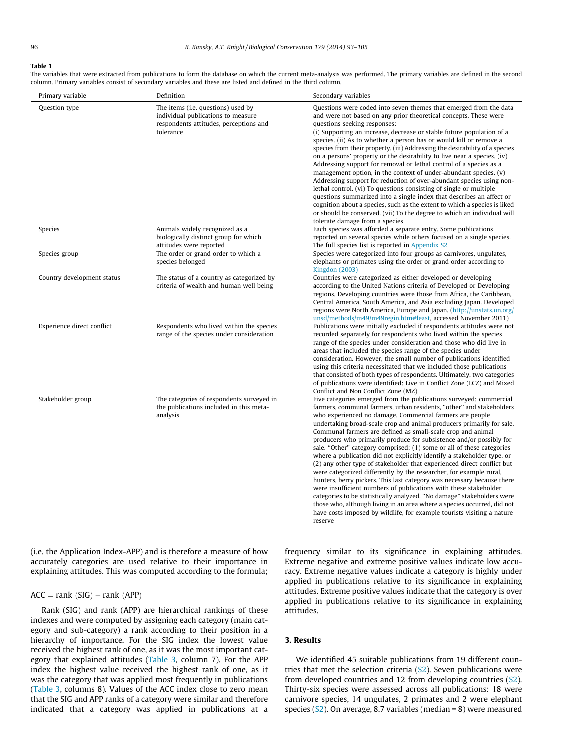**Table 1**
The variables that were extracted from publications to form the database on which the current meta-analysis was performed. The primary variables are defined in the second column. Primary variables consist of secondary variables and these are listed and defined in the third column.

| Primary variable | Definition | Secondary variables |
|---|---|---|
| Question type | The items (i.e. questions) used by individual publications to measure respondents attitudes, perceptions and tolerance | Questions were coded into seven themes that emerged from the data and were not based on any prior theoretical concepts. These were questions seeking responses: (i) Supporting an increase, decrease or stable future population of a species. (ii) As to whether a person has or would kill or remove a species from their property. (iii) Addressing the desirability of a species on a persons' property or the desirability to live near a species. (iv) Addressing support for removal or lethal control of a species as a management option, in the context of under-abundant species. (v) Addressing support for reduction of over-abundant species using non-lethal control. (vi) To questions consisting of single or multiple questions summarized into a single index that describes an affect or cognition about a species, such as the extent to which a species is liked or should be conserved. (vii) To the degree to which an individual will tolerate damage from a species |
| Species | Animals widely recognized as a biologically distinct group for which attitudes were reported | Each species was afforded a separate entry. Some publications reported on several species while others focused on a single species. The full species list is reported in Appendix S2 |
| Species group | The order or grand order to which a species belonged | Species were categorized into four groups as carnivores, ungulates, elephants or primates using the order or grand order according to Kingdon (2003) |
| Country development status | The status of a country as categorized by criteria of wealth and human well being | Countries were categorized as either developed or developing according to the United Nations criteria of Developed or Developing regions. Developing countries were those from Africa, the Caribbean, Central America, South America, and Asia excluding Japan. Developed regions were North America, Europe and Japan. (http://unstats.un.org/unsd/methods/m49/m49regin.htm#least, accessed November 2011) |
| Experience direct conflict | Respondents who lived within the species range of the species under consideration | Publications were initially excluded if respondents attitudes were not recorded separately for respondents who lived within the species range of the species under consideration and those who did live in areas that included the species range of the species under consideration. However, the small number of publications identified using this criteria necessitated that we included those publications that consisted of both types of respondents. Ultimately, two categories of publications were identified: Live in Conflict Zone (LCZ) and Mixed Conflict and Non Conflict Zone (MZ) |
| Stakeholder group | The categories of respondents surveyed in the publications included in this meta-analysis | Five categories emerged from the publications surveyed: commercial farmers, communal farmers, urban residents, "other" and stakeholders who experienced no damage. Commercial farmers are people undertaking broad-scale crop and animal producers primarily for sale. Communal farmers are defined as small-scale crop and animal producers who primarily produce for subsistence and/or possibly for sale. "Other" category comprised: (1) some or all of these categories where a publication did not explicitly identify a stakeholder type, or (2) any other type of stakeholder that experienced direct conflict but were categorized differently by the researcher, for example rural, hunters, berry pickers. This last category was necessary because there were insufficient numbers of publications with these stakeholder categories to be statistically analyzed. "No damage" stakeholders were those who, although living in an area where a species occurred, did not have costs imposed by wildlife, for example tourists visiting a nature reserve |

(i.e. the Application Index-APP) and is therefore a measure of how accurately categories are used relative to their importance in explaining attitudes. This was computed according to the formula;

$$ACC = \text{rank (SIG)} - \text{rank (APP)}$$

Rank (SIG) and rank (APP) are hierarchical rankings of these indexes and were computed by assigning each category (main category and sub-category) a rank according to their position in a hierarchy of importance. For the SIG index the lowest value received the highest rank of one, as it was the most important category that explained attitudes (Table 3, column 7). For the APP index the highest value received the highest rank of one, as it was the category that was applied most frequently in publications (Table 3, columns 8). Values of the ACC index close to zero mean that the SIG and APP ranks of a category were similar and therefore indicated that a category was applied in publications at a frequency similar to its significance in explaining attitudes. Extreme negative and extreme positive values indicate low accuracy. Extreme negative values indicate a category is highly under applied in publications relative to its significance in explaining attitudes. Extreme positive values indicate that the category is over applied in publications relative to its significance in explaining attitudes.

## 3. Results

We identified 45 suitable publications from 19 different countries that met the selection criteria (S2). Seven publications were from developed countries and 12 from developing countries (S2). Thirty-six species were assessed across all publications: 18 were carnivore species, 14 ungulates, 2 primates and 2 were elephant species (S2). On average, 8.7 variables (median = 8) were measured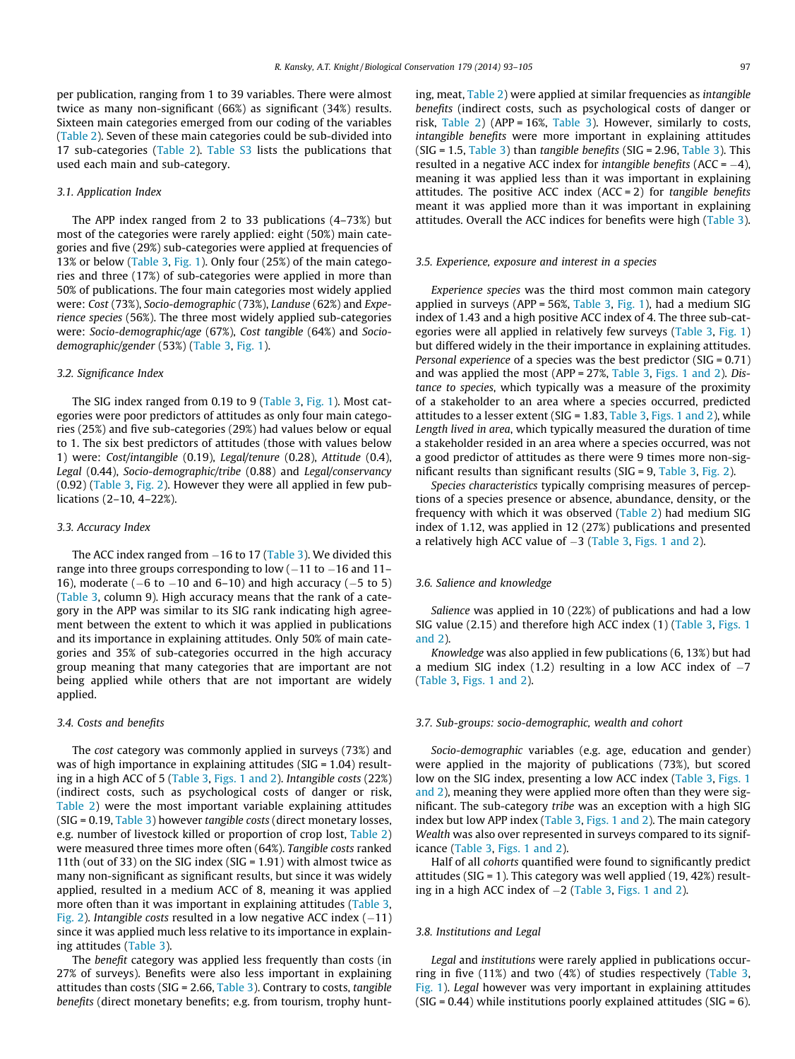per publication, ranging from 1 to 39 variables. There were almost twice as many non-significant (66%) as significant (34%) results. Sixteen main categories emerged from our coding of the variables (Table 2). Seven of these main categories could be sub-divided into 17 sub-categories (Table 2). Table S3 lists the publications that used each main and sub-category.

### 3.1. Application Index

The APP index ranged from 2 to 33 publications (4–73%) but most of the categories were rarely applied: eight (50%) main categories and five (29%) sub-categories were applied at frequencies of 13% or below (Table 3, Fig. 1). Only four (25%) of the main categories and three (17%) of sub-categories were applied in more than 50% of publications. The four main categories most widely applied were: *Cost* (73%), *Socio-demographic* (73%), *Landuse* (62%) and *Experience species* (56%). The three most widely applied sub-categories were: *Socio-demographic/age* (67%), *Cost tangible* (64%) and *Socio-demographic/gender* (53%) (Table 3, Fig. 1).

### 3.2. Significance Index

The SIG index ranged from 0.19 to 9 (Table 3, Fig. 1). Most categories were poor predictors of attitudes as only four main categories (25%) and five sub-categories (29%) had values below or equal to 1. The six best predictors of attitudes (those with values below 1) were: *Cost/intangible* (0.19), *Legal/tenure* (0.28), *Attitude* (0.4), *Legal* (0.44), *Socio-demographic/tribe* (0.88) and *Legal/conservancy* (0.92) (Table 3, Fig. 2). However they were all applied in few publications (2–10, 4–22%).

### 3.3. Accuracy Index

The ACC index ranged from −16 to 17 (Table 3). We divided this range into three groups corresponding to low (−11 to −16 and 11–16), moderate (−6 to −10 and 6–10) and high accuracy (−5 to 5) (Table 3, column 9). High accuracy means that the rank of a category in the APP was similar to its SIG rank indicating high agreement between the extent to which it was applied in publications and its importance in explaining attitudes. Only 50% of main categories and 35% of sub-categories occurred in the high accuracy group meaning that many categories that are important are not being applied while others that are not important are widely applied.

### 3.4. Costs and benefits

The *cost* category was commonly applied in surveys (73%) and was of high importance in explaining attitudes (SIG = 1.04) resulting in a high ACC of 5 (Table 3, Figs. 1 and 2). *Intangible costs* (22%) (indirect costs, such as psychological costs of danger or risk, Table 2) were the most important variable explaining attitudes (SIG = 0.19, Table 3) however *tangible costs* (direct monetary losses, e.g. number of livestock killed or proportion of crop lost, Table 2) were measured three times more often (64%). *Tangible costs* ranked 11th (out of 33) on the SIG index (SIG = 1.91) with almost twice as many non-significant as significant results, but since it was widely applied, resulted in a medium ACC of 8, meaning it was applied more often than it was important in explaining attitudes (Table 3, Fig. 2). *Intangible costs* resulted in a low negative ACC index (−11) since it was applied much less relative to its importance in explaining attitudes (Table 3).

The *benefit* category was applied less frequently than costs (in 27% of surveys). Benefits were also less important in explaining attitudes than costs (SIG = 2.66, Table 3). Contrary to costs, *tangible benefits* (direct monetary benefits; e.g. from tourism, trophy hunting, meat, Table 2) were applied at similar frequencies as *intangible benefits* (indirect costs, such as psychological costs of danger or risk, Table 2) (APP = 16%, Table 3). However, similarly to costs, *intangible benefits* were more important in explaining attitudes (SIG = 1.5, Table 3) than *tangible benefits* (SIG = 2.96, Table 3). This resulted in a negative ACC index for *intangible benefits* (ACC = −4), meaning it was applied less than it was important in explaining attitudes. The positive ACC index (ACC = 2) for *tangible benefits* meant it was applied more than it was important in explaining attitudes. Overall the ACC indices for benefits were high (Table 3).

### 3.5. Experience, exposure and interest in a species

*Experience species* was the third most common main category applied in surveys (APP = 56%, Table 3, Fig. 1), had a medium SIG index of 1.43 and a high positive ACC index of 4. The three sub-categories were all applied in relatively few surveys (Table 3, Fig. 1) but differed widely in the their importance in explaining attitudes. *Personal experience* of a species was the best predictor (SIG = 0.71) and was applied the most (APP = 27%, Table 3, Figs. 1 and 2). *Distance to species*, which typically was a measure of the proximity of a stakeholder to an area where a species occurred, predicted attitudes to a lesser extent (SIG = 1.83, Table 3, Figs. 1 and 2), while *Length lived in area*, which typically measured the duration of time a stakeholder resided in an area where a species occurred, was not a good predictor of attitudes as there were 9 times more non-significant results than significant results (SIG = 9, Table 3, Fig. 2).

*Species characteristics* typically comprising measures of perceptions of a species presence or absence, abundance, density, or the frequency with which it was observed (Table 2) had medium SIG index of 1.12, was applied in 12 (27%) publications and presented a relatively high ACC value of −3 (Table 3, Figs. 1 and 2).

### 3.6. Salience and knowledge

*Salience* was applied in 10 (22%) of publications and had a low SIG value (2.15) and therefore high ACC index (1) (Table 3, Figs. 1 and 2).

*Knowledge* was also applied in few publications (6, 13%) but had a medium SIG index (1.2) resulting in a low ACC index of −7 (Table 3, Figs. 1 and 2).

### 3.7. Sub-groups: socio-demographic, wealth and cohort

*Socio-demographic* variables (e.g. age, education and gender) were applied in the majority of publications (73%), but scored low on the SIG index, presenting a low ACC index (Table 3, Figs. 1 and 2), meaning they were applied more often than they were significant. The sub-category *tribe* was an exception with a high SIG index but low APP index (Table 3, Figs. 1 and 2). The main category *Wealth* was also over represented in surveys compared to its significance (Table 3, Figs. 1 and 2).

Half of all *cohorts* quantified were found to significantly predict attitudes (SIG = 1). This category was well applied (19, 42%) resulting in a high ACC index of −2 (Table 3, Figs. 1 and 2).

### 3.8. Institutions and Legal

*Legal* and *institutions* were rarely applied in publications occurring in five (11%) and two (4%) of studies respectively (Table 3, Fig. 1). *Legal* however was very important in explaining attitudes (SIG = 0.44) while institutions poorly explained attitudes (SIG = 6).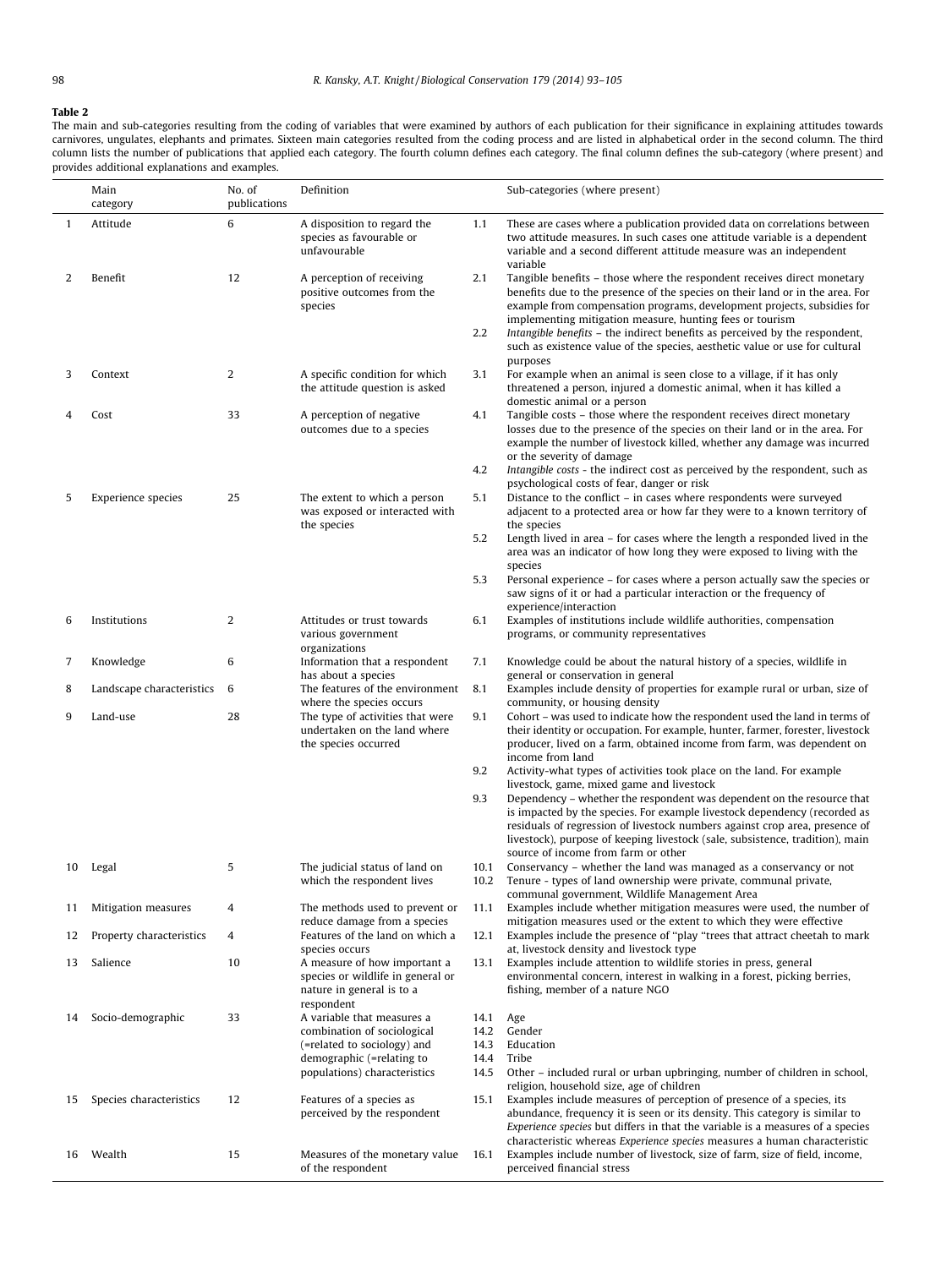**Table 2**

The main and sub-categories resulting from the coding of variables that were examined by authors of each publication for their significance in explaining attitudes towards carnivores, ungulates, elephants and primates. Sixteen main categories resulted from the coding process and are listed in alphabetical order in the second column. The third column lists the number of publications that applied each category. The fourth column defines each category. The final column defines the sub-category (where present) and provides additional explanations and examples.

| | Main category | No. of publications | Definition | | Sub-categories (where present) |
|---|---|---|---|---|---|
| 1 | Attitude | 6 | A disposition to regard the species as favourable or unfavourable | 1.1 | These are cases where a publication provided data on correlations between two attitude measures. In such cases one attitude variable is a dependent variable and a second different attitude measure was an independent variable |
| 2 | Benefit | 12 | A perception of receiving positive outcomes from the species | 2.1 | Tangible benefits – those where the respondent receives direct monetary benefits due to the presence of the species on their land or in the area. For example from compensation programs, development projects, subsidies for implementing mitigation measure, hunting fees or tourism |
| | | | | 2.2 | *Intangible benefits* – the indirect benefits as perceived by the respondent, such as existence value of the species, aesthetic value or use for cultural purposes |
| 3 | Context | 2 | A specific condition for which the attitude question is asked | 3.1 | For example when an animal is seen close to a village, if it has only threatened a person, injured a domestic animal, when it has killed a domestic animal or a person |
| 4 | Cost | 33 | A perception of negative outcomes due to a species | 4.1 | Tangible costs – those where the respondent receives direct monetary losses due to the presence of the species on their land or in the area. For example the number of livestock killed, whether any damage was incurred or the severity of damage |
| | | | | 4.2 | *Intangible costs* - the indirect cost as perceived by the respondent, such as psychological costs of fear, danger or risk |
| 5 | Experience species | 25 | The extent to which a person was exposed or interacted with the species | 5.1 | Distance to the conflict – in cases where respondents were surveyed adjacent to a protected area or how far they were to a known territory of the species |
| | | | | 5.2 | Length lived in area – for cases where the length a responded lived in the area was an indicator of how long they were exposed to living with the species |
| | | | | 5.3 | Personal experience – for cases where a person actually saw the species or saw signs of it or had a particular interaction or the frequency of experience/interaction |
| 6 | Institutions | 2 | Attitudes or trust towards various government organizations | 6.1 | Examples of institutions include wildlife authorities, compensation programs, or community representatives |
| 7 | Knowledge | 6 | Information that a respondent has about a species | 7.1 | Knowledge could be about the natural history of a species, wildlife in general or conservation in general |
| 8 | Landscape characteristics | 6 | The features of the environment where the species occurs | 8.1 | Examples include density of properties for example rural or urban, size of community, or housing density |
| 9 | Land-use | 28 | The type of activities that were undertaken on the land where the species occurred | 9.1 | Cohort – was used to indicate how the respondent used the land in terms of their identity or occupation. For example, hunter, farmer, forester, livestock producer, lived on a farm, obtained income from farm, was dependent on income from land |
| | | | | 9.2 | Activity-what types of activities took place on the land. For example livestock, game, mixed game and livestock |
| | | | | 9.3 | Dependency – whether the respondent was dependent on the resource that is impacted by the species. For example livestock dependency (recorded as residuals of regression of livestock numbers against crop area, presence of livestock), purpose of keeping livestock (sale, subsistence, tradition), main source of income from farm or other |
| 10 | Legal | 5 | The judicial status of land on which the respondent lives | 10.1 | Conservancy – whether the land was managed as a conservancy or not |
| | | | | 10.2 | Tenure - types of land ownership were private, communal private, communal government, Wildlife Management Area |
| 11 | Mitigation measures | 4 | The methods used to prevent or reduce damage from a species | 11.1 | Examples include whether mitigation measures were used, the number of mitigation measures used or the extent to which they were effective |
| 12 | Property characteristics | 4 | Features of the land on which a species occurs | 12.1 | Examples include the presence of "play "trees that attract cheetah to mark at, livestock density and livestock type |
| 13 | Salience | 10 | A measure of how important a species or wildlife in general or nature in general is to a respondent | 13.1 | Examples include attention to wildlife stories in press, general environmental concern, interest in walking in a forest, picking berries, fishing, member of a nature NGO |
| 14 | Socio-demographic | 33 | A variable that measures a combination of sociological (=related to sociology) and demographic (=relating to populations) characteristics | 14.1 | Age |
| | | | | 14.2 | Gender |
| | | | | 14.3 | Education |
| | | | | 14.4 | Tribe |
| | | | | 14.5 | Other – included rural or urban upbringing, number of children in school, religion, household size, age of children |
| 15 | Species characteristics | 12 | Features of a species as perceived by the respondent | 15.1 | Examples include measures of perception of presence of a species, its abundance, frequency it is seen or its density. This category is similar to *Experience species* but differs in that the variable is a measures of a species characteristic whereas *Experience species* measures a human characteristic |
| 16 | Wealth | 15 | Measures of the monetary value of the respondent | 16.1 | Examples include number of livestock, size of farm, size of field, income, perceived financial stress |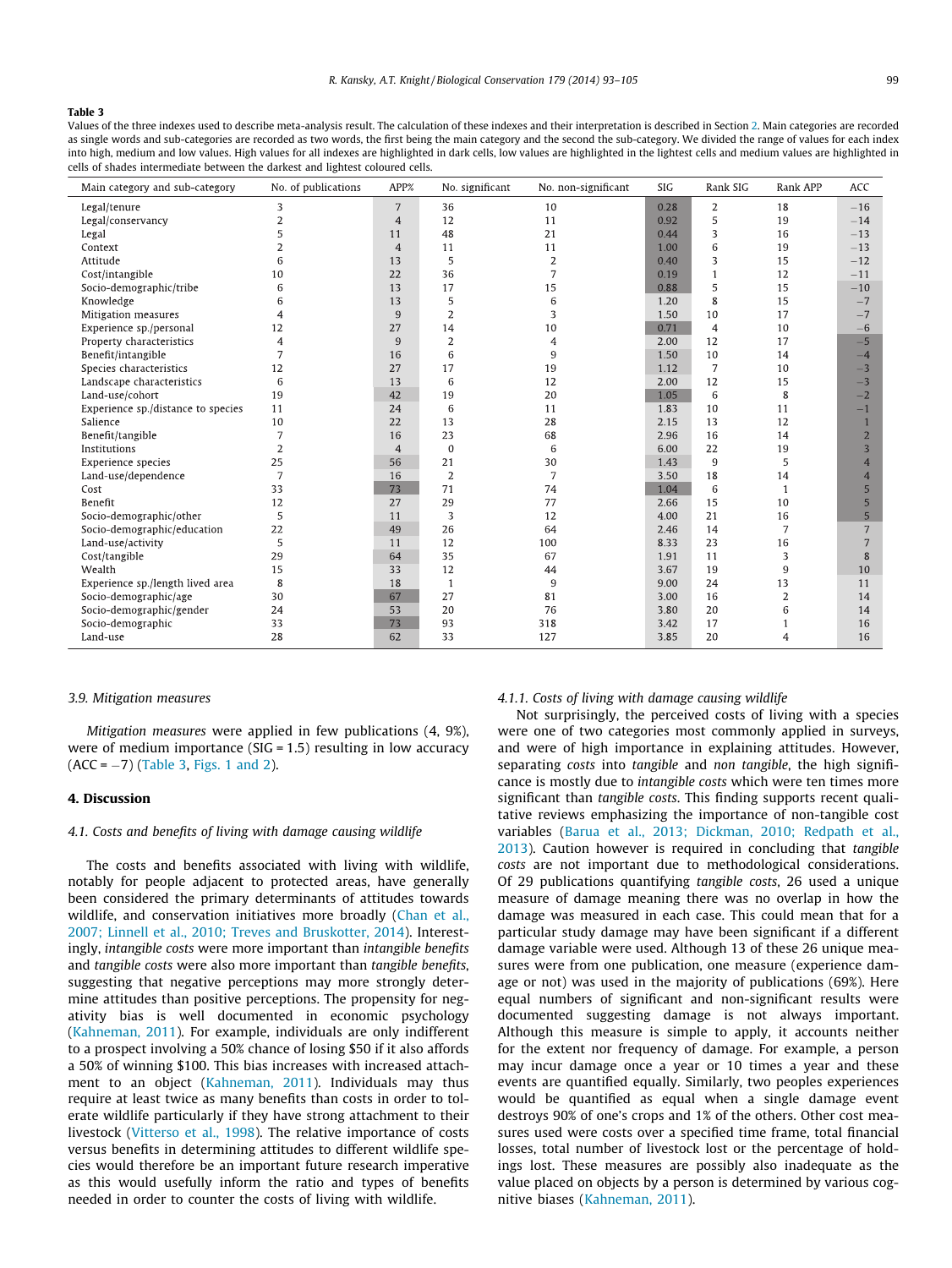**Table 3**

Values of the three indexes used to describe meta-analysis result. The calculation of these indexes and their interpretation is described in Section 2. Main categories are recorded as single words and sub-categories are recorded as two words, the first being the main category and the second the sub-category. We divided the range of values for each index into high, medium and low values. High values for all indexes are highlighted in dark cells, low values are highlighted in the lightest cells and medium values are highlighted in cells of shades intermediate between the darkest and lightest coloured cells.

| Main category and sub-category | No. of publications | APP% | No. significant | No. non-significant | SIG | Rank SIG | Rank APP | ACC |
|---|---|---|---|---|---|---|---|---|
| Legal/tenure | 3 | 7 | 36 | 10 | 0.28 | 2 | 18 | −16 |
| Legal/conservancy | 2 | 4 | 12 | 11 | 0.92 | 5 | 19 | −14 |
| Legal | 5 | 11 | 48 | 21 | 0.44 | 3 | 16 | −13 |
| Context | 2 | 4 | 11 | 11 | 1.00 | 6 | 19 | −13 |
| Attitude | 6 | 13 | 5 | 2 | 0.40 | 3 | 15 | −12 |
| Cost/intangible | 10 | 22 | 36 | 7 | 0.19 | 1 | 12 | −11 |
| Socio-demographic/tribe | 6 | 13 | 17 | 15 | 0.88 | 5 | 15 | −10 |
| Knowledge | 6 | 13 | 5 | 6 | 1.20 | 8 | 15 | −7 |
| Mitigation measures | 4 | 9 | 2 | 3 | 1.50 | 10 | 17 | −7 |
| Experience sp./personal | 12 | 27 | 14 | 10 | 0.71 | 4 | 10 | −6 |
| Property characteristics | 4 | 9 | 2 | 4 | 2.00 | 12 | 17 | −5 |
| Benefit/intangible | 7 | 16 | 6 | 9 | 1.50 | 10 | 14 | −4 |
| Species characteristics | 12 | 27 | 17 | 19 | 1.12 | 7 | 10 | −3 |
| Landscape characteristics | 6 | 13 | 6 | 12 | 2.00 | 12 | 15 | −3 |
| Land-use/cohort | 19 | 42 | 19 | 20 | 1.05 | 6 | 8 | −2 |
| Experience sp./distance to species | 11 | 24 | 6 | 11 | 1.83 | 10 | 11 | −1 |
| Salience | 10 | 22 | 13 | 28 | 2.15 | 13 | 12 | 1 |
| Benefit/tangible | 7 | 16 | 23 | 68 | 2.96 | 16 | 14 | 2 |
| Institutions | 2 | 4 | 0 | 6 | 6.00 | 22 | 19 | 3 |
| Experience species | 25 | 56 | 21 | 30 | 1.43 | 9 | 5 | 4 |
| Land-use/dependence | 7 | 16 | 2 | 7 | 3.50 | 18 | 14 | 4 |
| Cost | 33 | 73 | 71 | 74 | 1.04 | 6 | 1 | 5 |
| Benefit | 12 | 27 | 29 | 77 | 2.66 | 15 | 10 | 5 |
| Socio-demographic/other | 5 | 11 | 3 | 12 | 4.00 | 21 | 16 | 5 |
| Socio-demographic/education | 22 | 49 | 26 | 64 | 2.46 | 14 | 7 | 7 |
| Land-use/activity | 5 | 11 | 12 | 100 | 8.33 | 23 | 16 | 7 |
| Cost/tangible | 29 | 64 | 35 | 67 | 1.91 | 11 | 3 | 8 |
| Wealth | 15 | 33 | 12 | 44 | 3.67 | 19 | 9 | 10 |
| Experience sp./length lived area | 8 | 18 | 1 | 9 | 9.00 | 24 | 13 | 11 |
| Socio-demographic/age | 30 | 67 | 27 | 81 | 3.00 | 16 | 2 | 14 |
| Socio-demographic/gender | 24 | 53 | 20 | 76 | 3.80 | 20 | 6 | 14 |
| Socio-demographic | 33 | 73 | 93 | 318 | 3.42 | 17 | 1 | 16 |
| Land-use | 28 | 62 | 33 | 127 | 3.85 | 20 | 4 | 16 |

### 3.9. Mitigation measures

*Mitigation measures* were applied in few publications (4, 9%), were of medium importance (SIG = 1.5) resulting in low accuracy (ACC = −7) (Table 3, Figs. 1 and 2).

## 4. Discussion

### 4.1. Costs and benefits of living with damage causing wildlife

The costs and benefits associated with living with wildlife, notably for people adjacent to protected areas, have generally been considered the primary determinants of attitudes towards wildlife, and conservation initiatives more broadly (Chan et al., 2007; Linnell et al., 2010; Treves and Bruskotter, 2014). Interestingly, *intangible costs* were more important than *intangible benefits* and *tangible costs* were also more important than *tangible benefits*, suggesting that negative perceptions may more strongly determine attitudes than positive perceptions. The propensity for negativity bias is well documented in economic psychology (Kahneman, 2011). For example, individuals are only indifferent to a prospect involving a 50% chance of losing $50 if it also affords a 50% of winning $100. This bias increases with increased attachment to an object (Kahneman, 2011). Individuals may thus require at least twice as many benefits than costs in order to tolerate wildlife particularly if they have strong attachment to their livestock (Vitterso et al., 1998). The relative importance of costs versus benefits in determining attitudes to different wildlife species would therefore be an important future research imperative as this would usefully inform the ratio and types of benefits needed in order to counter the costs of living with wildlife.

#### 4.1.1. Costs of living with damage causing wildlife

Not surprisingly, the perceived costs of living with a species were one of two categories most commonly applied in surveys, and were of high importance in explaining attitudes. However, separating *costs* into *tangible* and *non tangible*, the high significance is mostly due to *intangible costs* which were ten times more significant than *tangible costs*. This finding supports recent qualitative reviews emphasizing the importance of non-tangible cost variables (Barua et al., 2013; Dickman, 2010; Redpath et al., 2013). Caution however is required in concluding that *tangible costs* are not important due to methodological considerations. Of 29 publications quantifying *tangible costs*, 26 used a unique measure of damage meaning there was no overlap in how the damage was measured in each case. This could mean that for a particular study damage may have been significant if a different damage variable were used. Although 13 of these 26 unique measures were from one publication, one measure (experience damage or not) was used in the majority of publications (69%). Here equal numbers of significant and non-significant results were documented suggesting damage is not always important. Although this measure is simple to apply, it accounts neither for the extent nor frequency of damage. For example, a person may incur damage once a year or 10 times a year and these events are quantified equally. Similarly, two peoples experiences would be quantified as equal when a single damage event destroys 90% of one's crops and 1% of the others. Other cost measures used were costs over a specified time frame, total financial losses, total number of livestock lost or the percentage of holdings lost. These measures are possibly also inadequate as the value placed on objects by a person is determined by various cognitive biases (Kahneman, 2011).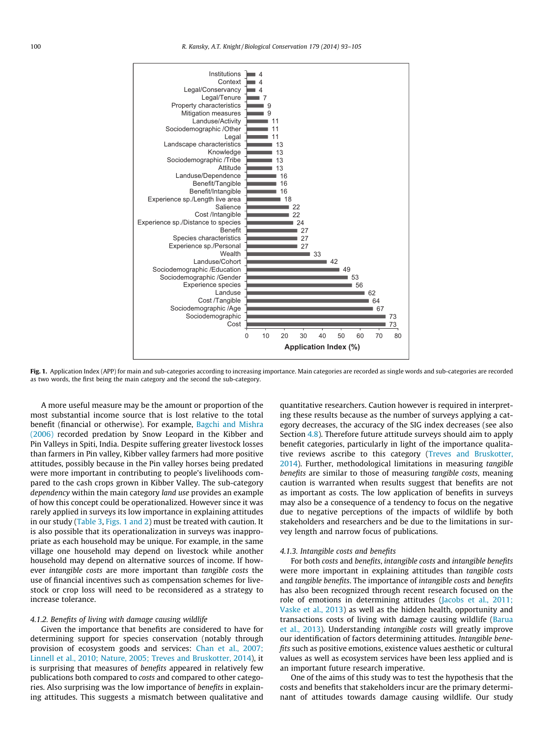Institutions 4
Context 4
Legal/Conservancy 4
Legal/Tenure 7
Property characteristics 9
Mitigation measures 9
Landuse/Activity 11
Sociodemographic /Other 11
Legal 11
Landscape characteristics 13
Knowledge 13
Sociodemographic /Tribe 13
Attitude 13
Landuse/Dependence 16
Benefit/Tangible 16
Benefit/Intangible 16
Experience sp./Length live area 18
Salience 22
Cost /Intangible 22
Experience sp./Distance to species 24
Benefit 27
Species characteristics 27
Experience sp./Personal 27
Wealth 33
Landuse/Cohort 42
Sociodemographic /Education 49
Sociodemographic /Gender 53
Experience species 56
Landuse 62
Cost /Tangible 64
Sociodemographic /Age 67
Sociodemographic 73
Cost 73

0 10 20 30 40 50 60 70 80

Application Index (%)

**Fig. 1.** Application Index (APP) for main and sub-categories according to increasing importance. Main categories are recorded as single words and sub-categories are recorded as two words, the first being the main category and the second the sub-category.

A more useful measure may be the amount or proportion of the most substantial income source that is lost relative to the total benefit (financial or otherwise). For example, Bagchi and Mishra (2006) recorded predation by Snow Leopard in the Kibber and Pin Valleys in Spiti, India. Despite suffering greater livestock losses than farmers in Pin valley, Kibber valley farmers had more positive attitudes, possibly because in the Pin valley horses being predated were more important in contributing to people's livelihoods compared to the cash crops grown in Kibber Valley. The sub-category *dependency* within the main category *land use* provides an example of how this concept could be operationalized. However since it was rarely applied in surveys its low importance in explaining attitudes in our study (Table 3, Figs. 1 and 2) must be treated with caution. It is also possible that its operationalization in surveys was inappropriate as each household may be unique. For example, in the same village one household may depend on livestock while another household may depend on alternative sources of income. If however *intangible costs* are more important than *tangible costs* the use of financial incentives such as compensation schemes for livestock or crop loss will need to be reconsidered as a strategy to increase tolerance.

#### 4.1.2. Benefits of living with damage causing wildlife

Given the importance that benefits are considered to have for determining support for species conservation (notably through provision of ecosystem goods and services: Chan et al., 2007; Linnell et al., 2010; Nature, 2005; Treves and Bruskotter, 2014), it is surprising that measures of *benefits* appeared in relatively few publications both compared to *costs* and compared to other categories. Also surprising was the low importance of *benefits* in explaining attitudes. This suggests a mismatch between qualitative and quantitative researchers. Caution however is required in interpreting these results because as the number of surveys applying a category decreases, the accuracy of the SIG index decreases (see also Section 4.8). Therefore future attitude surveys should aim to apply benefit categories, particularly in light of the importance qualitative reviews ascribe to this category (Treves and Bruskotter, 2014). Further, methodological limitations in measuring *tangible benefits* are similar to those of measuring *tangible costs*, meaning caution is warranted when results suggest that benefits are not as important as costs. The low application of benefits in surveys may also be a consequence of a tendency to focus on the negative due to negative perceptions of the impacts of wildlife by both stakeholders and researchers and be due to the limitations in survey length and narrow focus of publications.

#### 4.1.3. Intangible costs and benefits

For both *costs* and *benefits*, *intangible costs* and *intangible benefits* were more important in explaining attitudes than *tangible costs* and *tangible benefits*. The importance of *intangible costs* and *benefits* has also been recognized through recent research focused on the role of emotions in determining attitudes (Jacobs et al., 2011; Vaske et al., 2013) as well as the hidden health, opportunity and transactions costs of living with damage causing wildlife (Barua et al., 2013). Understanding *intangible costs* will greatly improve our identification of factors determining attitudes. *Intangible benefits* such as positive emotions, existence values aesthetic or cultural values as well as ecosystem services have been less applied and is an important future research imperative.

One of the aims of this study was to test the hypothesis that the costs and benefits that stakeholders incur are the primary determinant of attitudes towards damage causing wildlife. Our study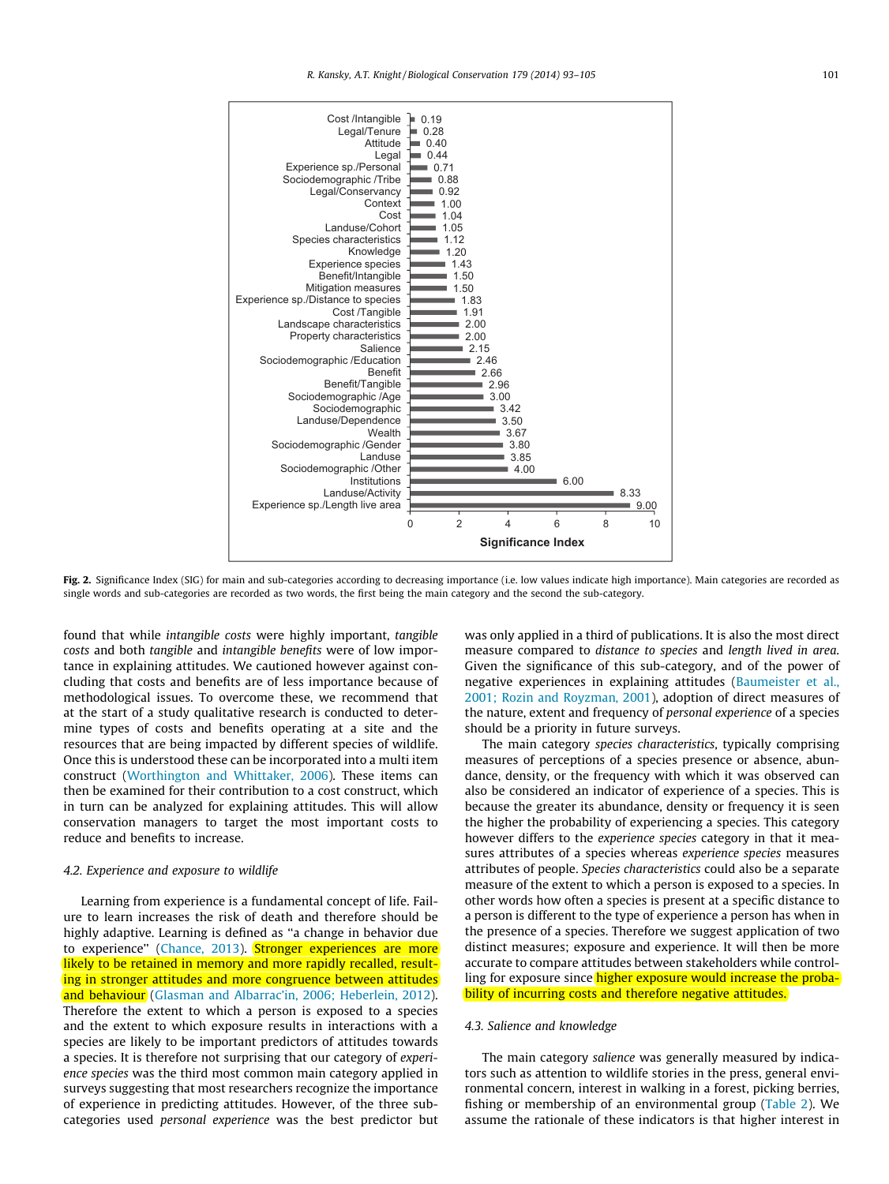Cost /Intangible 0.19
Legal/Tenure 0.28
Attitude 0.40
Legal 0.44
Experience sp./Personal 0.71
Sociodemographic /Tribe 0.88
Legal/Conservancy 0.92
Context 1.00
Cost 1.04
Landuse/Cohort 1.05
Species characteristics 1.12
Knowledge 1.20
Experience species 1.43
Benefit/Intangible 1.50
Mitigation measures 1.50
Experience sp./Distance to species 1.83
Cost /Tangible 1.91
Landscape characteristics 2.00
Property characteristics 2.00
Salience 2.15
Sociodemographic /Education 2.46
Benefit 2.66
Benefit/Tangible 2.96
Sociodemographic /Age 3.00
Sociodemographic 3.42
Landuse/Dependence 3.50
Wealth 3.67
Sociodemographic /Gender 3.80
Landuse 3.85
Sociodemographic /Other 4.00
Institutions 6.00
Landuse/Activity 8.33
Experience sp./Length live area 9.00

0 2 4 6 8 10

Significance Index

**Fig. 2.** Significance Index (SIG) for main and sub-categories according to decreasing importance (i.e. low values indicate high importance). Main categories are recorded as single words and sub-categories are recorded as two words, the first being the main category and the second the sub-category.

found that while *intangible costs* were highly important, *tangible costs* and both *tangible* and *intangible benefits* were of low importance in explaining attitudes. We cautioned however against concluding that costs and benefits are of less importance because of methodological issues. To overcome these, we recommend that at the start of a study qualitative research is conducted to determine types of costs and benefits operating at a site and the resources that are being impacted by different species of wildlife. Once this is understood these can be incorporated into a multi item construct (Worthington and Whittaker, 2006). These items can then be examined for their contribution to a cost construct, which in turn can be analyzed for explaining attitudes. This will allow conservation managers to target the most important costs to reduce and benefits to increase.

### 4.2. Experience and exposure to wildlife

Learning from experience is a fundamental concept of life. Failure to learn increases the risk of death and therefore should be highly adaptive. Learning is defined as "a change in behavior due to experience" (Chance, 2013). Stronger experiences are more likely to be retained in memory and more rapidly recalled, resulting in stronger attitudes and more congruence between attitudes and behaviour (Glasman and Albarrac'in, 2006; Heberlein, 2012). Therefore the extent to which a person is exposed to a species and the extent to which exposure results in interactions with a species are likely to be important predictors of attitudes towards a species. It is therefore not surprising that our category of *experience species* was the third most common main category applied in surveys suggesting that most researchers recognize the importance of experience in predicting attitudes. However, of the three subcategories used *personal experience* was the best predictor but was only applied in a third of publications. It is also the most direct measure compared to *distance to species* and *length lived in area.* Given the significance of this sub-category, and of the power of negative experiences in explaining attitudes (Baumeister et al., 2001; Rozin and Royzman, 2001), adoption of direct measures of the nature, extent and frequency of *personal experience* of a species should be a priority in future surveys.

The main category *species characteristics*, typically comprising measures of perceptions of a species presence or absence, abundance, density, or the frequency with which it was observed can also be considered an indicator of experience of a species. This is because the greater its abundance, density or frequency it is seen the higher the probability of experiencing a species. This category however differs to the *experience species* category in that it measures attributes of a species whereas *experience species* measures attributes of people. *Species characteristics* could also be a separate measure of the extent to which a person is exposed to a species. In other words how often a species is present at a specific distance to a person is different to the type of experience a person has when in the presence of a species. Therefore we suggest application of two distinct measures; exposure and experience. It will then be more accurate to compare attitudes between stakeholders while controlling for exposure since higher exposure would increase the probability of incurring costs and therefore negative attitudes.

### 4.3. Salience and knowledge

The main category *salience* was generally measured by indicators such as attention to wildlife stories in the press, general environmental concern, interest in walking in a forest, picking berries, fishing or membership of an environmental group (Table 2). We assume the rationale of these indicators is that higher interest in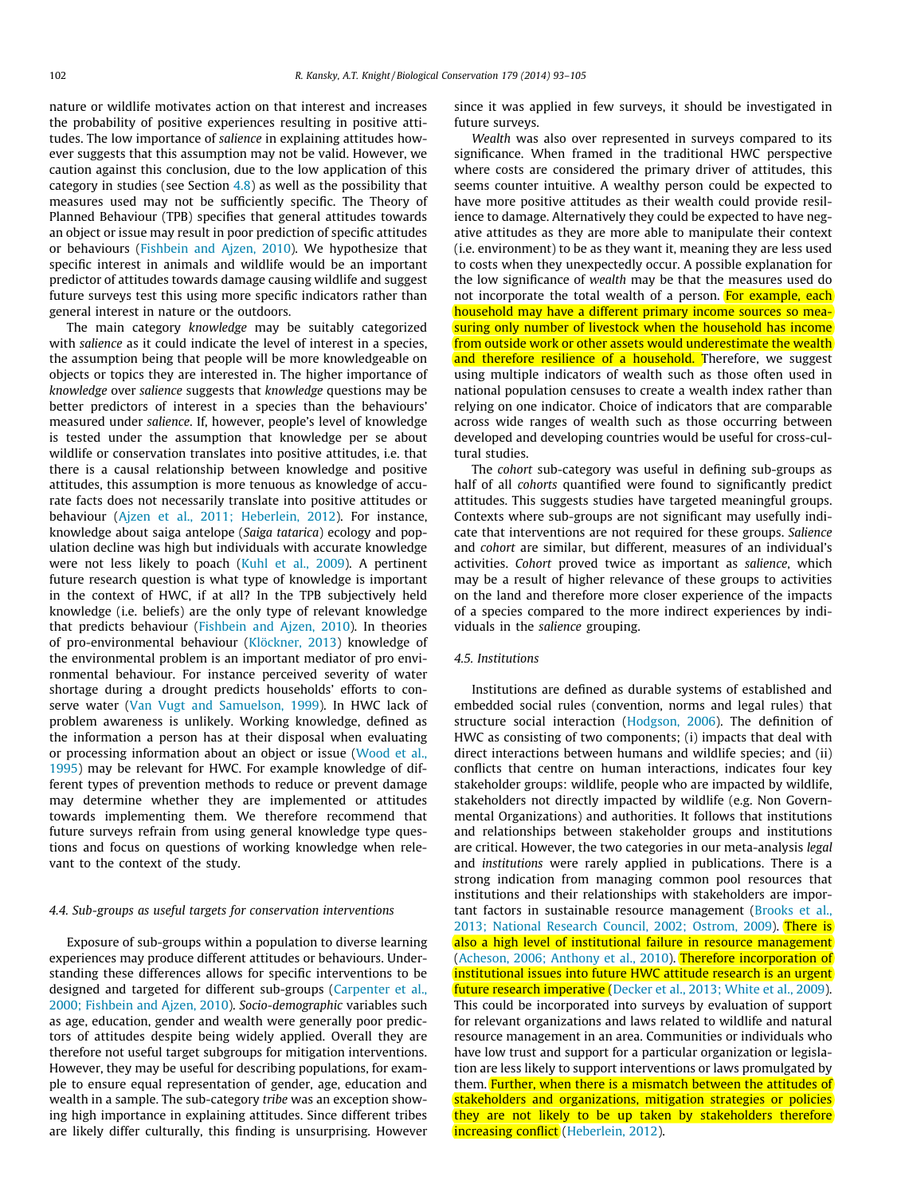nature or wildlife motivates action on that interest and increases the probability of positive experiences resulting in positive attitudes. The low importance of *salience* in explaining attitudes however suggests that this assumption may not be valid. However, we caution against this conclusion, due to the low application of this category in studies (see Section 4.8) as well as the possibility that measures used may not be sufficiently specific. The Theory of Planned Behaviour (TPB) specifies that general attitudes towards an object or issue may result in poor prediction of specific attitudes or behaviours (Fishbein and Ajzen, 2010). We hypothesize that specific interest in animals and wildlife would be an important predictor of attitudes towards damage causing wildlife and suggest future surveys test this using more specific indicators rather than general interest in nature or the outdoors.

The main category *knowledge* may be suitably categorized with *salience* as it could indicate the level of interest in a species, the assumption being that people will be more knowledgeable on objects or topics they are interested in. The higher importance of *knowledge* over *salience* suggests that *knowledge* questions may be better predictors of interest in a species than the behaviours' measured under *salience*. If, however, people's level of knowledge is tested under the assumption that knowledge per se about wildlife or conservation translates into positive attitudes, i.e. that there is a causal relationship between knowledge and positive attitudes, this assumption is more tenuous as knowledge of accurate facts does not necessarily translate into positive attitudes or behaviour (Ajzen et al., 2011; Heberlein, 2012). For instance, knowledge about saiga antelope (*Saiga tatarica*) ecology and population decline was high but individuals with accurate knowledge were not less likely to poach (Kuhl et al., 2009). A pertinent future research question is what type of knowledge is important in the context of HWC, if at all? In the TPB subjectively held knowledge (i.e. beliefs) are the only type of relevant knowledge that predicts behaviour (Fishbein and Ajzen, 2010). In theories of pro-environmental behaviour (Klöckner, 2013) knowledge of the environmental problem is an important mediator of pro environmental behaviour. For instance perceived severity of water shortage during a drought predicts households' efforts to conserve water (Van Vugt and Samuelson, 1999). In HWC lack of problem awareness is unlikely. Working knowledge, defined as the information a person has at their disposal when evaluating or processing information about an object or issue (Wood et al., 1995) may be relevant for HWC. For example knowledge of different types of prevention methods to reduce or prevent damage may determine whether they are implemented or attitudes towards implementing them. We therefore recommend that future surveys refrain from using general knowledge type questions and focus on questions of working knowledge when relevant to the context of the study.

### 4.4. Sub-groups as useful targets for conservation interventions

Exposure of sub-groups within a population to diverse learning experiences may produce different attitudes or behaviours. Understanding these differences allows for specific interventions to be designed and targeted for different sub-groups (Carpenter et al., 2000; Fishbein and Ajzen, 2010). *Socio-demographic* variables such as age, education, gender and wealth were generally poor predictors of attitudes despite being widely applied. Overall they are therefore not useful target subgroups for mitigation interventions. However, they may be useful for describing populations, for example to ensure equal representation of gender, age, education and wealth in a sample. The sub-category *tribe* was an exception showing high importance in explaining attitudes. Since different tribes are likely differ culturally, this finding is unsurprising. However since it was applied in few surveys, it should be investigated in future surveys.

*Wealth* was also over represented in surveys compared to its significance. When framed in the traditional HWC perspective where costs are considered the primary driver of attitudes, this seems counter intuitive. A wealthy person could be expected to have more positive attitudes as their wealth could provide resilience to damage. Alternatively they could be expected to have negative attitudes as they are more able to manipulate their context (i.e. environment) to be as they want it, meaning they are less used to costs when they unexpectedly occur. A possible explanation for the low significance of *wealth* may be that the measures used do not incorporate the total wealth of a person. For example, each household may have a different primary income sources so measuring only number of livestock when the household has income from outside work or other assets would underestimate the wealth and therefore resilience of a household. Therefore, we suggest using multiple indicators of wealth such as those often used in national population censuses to create a wealth index rather than relying on one indicator. Choice of indicators that are comparable across wide ranges of wealth such as those occurring between developed and developing countries would be useful for cross-cultural studies.

The *cohort* sub-category was useful in defining sub-groups as half of all *cohorts* quantified were found to significantly predict attitudes. This suggests studies have targeted meaningful groups. Contexts where sub-groups are not significant may usefully indicate that interventions are not required for these groups. *Salience* and *cohort* are similar, but different, measures of an individual's activities. *Cohort* proved twice as important as *salience*, which may be a result of higher relevance of these groups to activities on the land and therefore more closer experience of the impacts of a species compared to the more indirect experiences by individuals in the *salience* grouping.

### 4.5. Institutions

Institutions are defined as durable systems of established and embedded social rules (convention, norms and legal rules) that structure social interaction (Hodgson, 2006). The definition of HWC as consisting of two components; (i) impacts that deal with direct interactions between humans and wildlife species; and (ii) conflicts that centre on human interactions, indicates four key stakeholder groups: wildlife, people who are impacted by wildlife, stakeholders not directly impacted by wildlife (e.g. Non Governmental Organizations) and authorities. It follows that institutions and relationships between stakeholder groups and institutions are critical. However, the two categories in our meta-analysis *legal* and *institutions* were rarely applied in publications. There is a strong indication from managing common pool resources that institutions and their relationships with stakeholders are important factors in sustainable resource management (Brooks et al., 2013; National Research Council, 2002; Ostrom, 2009). There is also a high level of institutional failure in resource management (Acheson, 2006; Anthony et al., 2010). Therefore incorporation of institutional issues into future HWC attitude research is an urgent future research imperative (Decker et al., 2013; White et al., 2009). This could be incorporated into surveys by evaluation of support for relevant organizations and laws related to wildlife and natural resource management in an area. Communities or individuals who have low trust and support for a particular organization or legislation are less likely to support interventions or laws promulgated by them. Further, when there is a mismatch between the attitudes of stakeholders and organizations, mitigation strategies or policies they are not likely to be up taken by stakeholders therefore increasing conflict (Heberlein, 2012).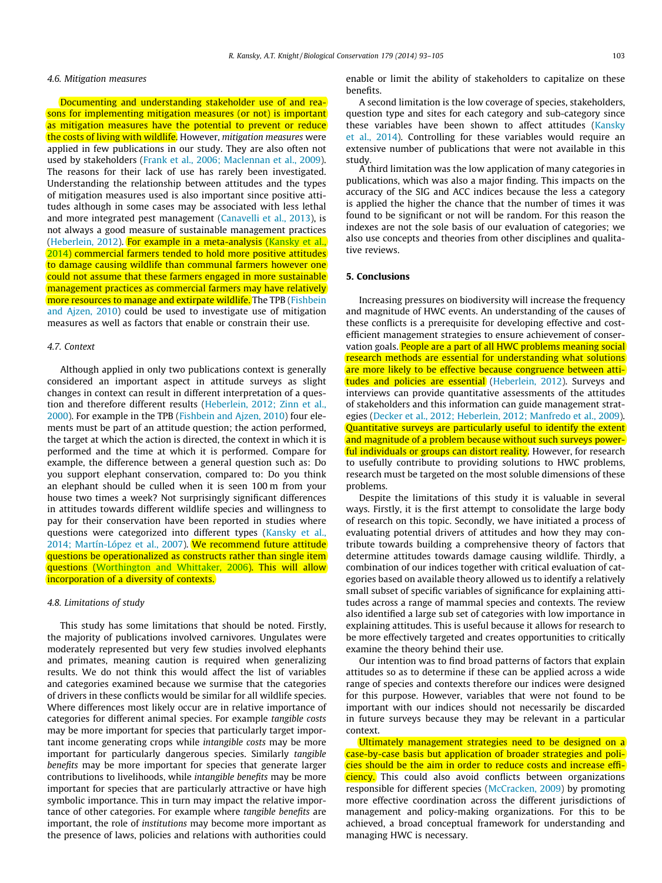### 4.6. Mitigation measures

Documenting and understanding stakeholder use of and reasons for implementing mitigation measures (or not) is important as mitigation measures have the potential to prevent or reduce the costs of living with wildlife. However, *mitigation measures* were applied in few publications in our study. They are also often not used by stakeholders (Frank et al., 2006; Maclennan et al., 2009). The reasons for their lack of use has rarely been investigated. Understanding the relationship between attitudes and the types of mitigation measures used is also important since positive attitudes although in some cases may be associated with less lethal and more integrated pest management (Canavelli et al., 2013), is not always a good measure of sustainable management practices (Heberlein, 2012). For example in a meta-analysis (Kansky et al., 2014) commercial farmers tended to hold more positive attitudes to damage causing wildlife than communal farmers however one could not assume that these farmers engaged in more sustainable management practices as commercial farmers may have relatively more resources to manage and extirpate wildlife. The TPB (Fishbein and Ajzen, 2010) could be used to investigate use of mitigation measures as well as factors that enable or constrain their use.

### 4.7. Context

Although applied in only two publications context is generally considered an important aspect in attitude surveys as slight changes in context can result in different interpretation of a question and therefore different results (Heberlein, 2012; Zinn et al., 2000). For example in the TPB (Fishbein and Ajzen, 2010) four elements must be part of an attitude question; the action performed, the target at which the action is directed, the context in which it is performed and the time at which it is performed. Compare for example, the difference between a general question such as: Do you support elephant conservation, compared to: Do you think an elephant should be culled when it is seen 100 m from your house two times a week? Not surprisingly significant differences in attitudes towards different wildlife species and willingness to pay for their conservation have been reported in studies where questions were categorized into different types (Kansky et al., 2014; Martín-López et al., 2007). We recommend future attitude questions be operationalized as constructs rather than single item questions (Worthington and Whittaker, 2006). This will allow incorporation of a diversity of contexts.

### 4.8. Limitations of study

This study has some limitations that should be noted. Firstly, the majority of publications involved carnivores. Ungulates were moderately represented but very few studies involved elephants and primates, meaning caution is required when generalizing results. We do not think this would affect the list of variables and categories examined because we surmise that the categories of drivers in these conflicts would be similar for all wildlife species. Where differences most likely occur are in relative importance of categories for different animal species. For example *tangible costs* may be more important for species that particularly target important income generating crops while *intangible costs* may be more important for particularly dangerous species. Similarly *tangible benefits* may be more important for species that generate larger contributions to livelihoods, while *intangible benefits* may be more important for species that are particularly attractive or have high symbolic importance. This in turn may impact the relative importance of other categories. For example where *tangible benefits* are important, the role of *institutions* may become more important as the presence of laws, policies and relations with authorities could enable or limit the ability of stakeholders to capitalize on these benefits.

A second limitation is the low coverage of species, stakeholders, question type and sites for each category and sub-category since these variables have been shown to affect attitudes (Kansky et al., 2014). Controlling for these variables would require an extensive number of publications that were not available in this study.

A third limitation was the low application of many categories in publications, which was also a major finding. This impacts on the accuracy of the SIG and ACC indices because the less a category is applied the higher the chance that the number of times it was found to be significant or not will be random. For this reason the indexes are not the sole basis of our evaluation of categories; we also use concepts and theories from other disciplines and qualitative reviews.

## 5. Conclusions

Increasing pressures on biodiversity will increase the frequency and magnitude of HWC events. An understanding of the causes of these conflicts is a prerequisite for developing effective and cost-efficient management strategies to ensure achievement of conservation goals. People are a part of all HWC problems meaning social research methods are essential for understanding what solutions are more likely to be effective because congruence between attitudes and policies are essential (Heberlein, 2012). Surveys and interviews can provide quantitative assessments of the attitudes of stakeholders and this information can guide management strategies (Decker et al., 2012; Heberlein, 2012; Manfredo et al., 2009). Quantitative surveys are particularly useful to identify the extent and magnitude of a problem because without such surveys powerful individuals or groups can distort reality. However, for research to usefully contribute to providing solutions to HWC problems, research must be targeted on the most soluble dimensions of these problems.

Despite the limitations of this study it is valuable in several ways. Firstly, it is the first attempt to consolidate the large body of research on this topic. Secondly, we have initiated a process of evaluating potential drivers of attitudes and how they may contribute towards building a comprehensive theory of factors that determine attitudes towards damage causing wildlife. Thirdly, a combination of our indices together with critical evaluation of categories based on available theory allowed us to identify a relatively small subset of specific variables of significance for explaining attitudes across a range of mammal species and contexts. The review also identified a large sub set of categories with low importance in explaining attitudes. This is useful because it allows for research to be more effectively targeted and creates opportunities to critically examine the theory behind their use.

Our intention was to find broad patterns of factors that explain attitudes so as to determine if these can be applied across a wide range of species and contexts therefore our indices were designed for this purpose. However, variables that were not found to be important with our indices should not necessarily be discarded in future surveys because they may be relevant in a particular context.

Ultimately management strategies need to be designed on a case-by-case basis but application of broader strategies and policies should be the aim in order to reduce costs and increase efficiency. This could also avoid conflicts between organizations responsible for different species (McCracken, 2009) by promoting more effective coordination across the different jurisdictions of management and policy-making organizations. For this to be achieved, a broad conceptual framework for understanding and managing HWC is necessary.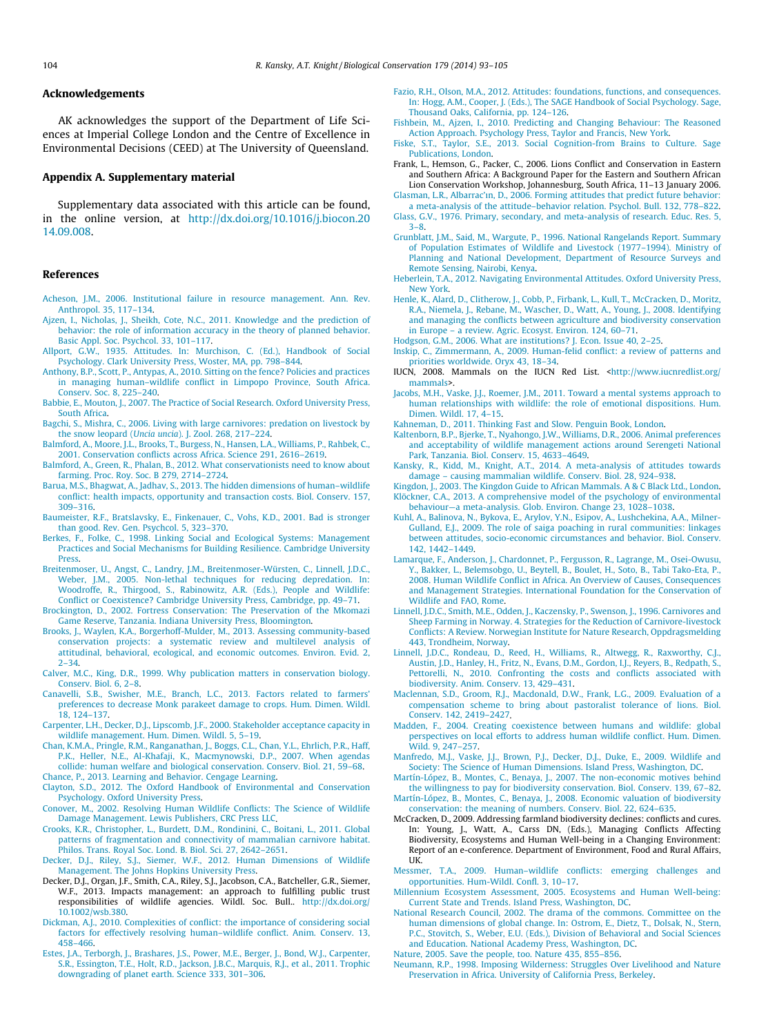## Acknowledgements

AK acknowledges the support of the Department of Life Sciences at Imperial College London and the Centre of Excellence in Environmental Decisions (CEED) at The University of Queensland.

## Appendix A. Supplementary material

Supplementary data associated with this article can be found, in the online version, at http://dx.doi.org/10.1016/j.biocon.2014.09.008.

## References

Acheson, J.M., 2006. Institutional failure in resource management. Ann. Rev. Anthropol. 35, 117–134.

Ajzen, I., Nicholas, J., Sheikh, Cote, N.C., 2011. Knowledge and the prediction of behavior: the role of information accuracy in the theory of planned behavior. Basic Appl. Soc. Psychol. 33, 101–117.

Allport, G.W., 1935. Attitudes. In: Murchison, C. (Ed.), Handbook of Social Psychology. Clark University Press, Woster, MA, pp. 798–844.

Anthony, B.P., Scott, P., Antypas, A., 2010. Sitting on the fence? Policies and practices in managing human–wildlife conflict in Limpopo Province, South Africa. Conserv. Soc. 8, 225–240.

Babbie, E., Mouton, J., 2007. The Practice of Social Research. Oxford University Press, South Africa.

Bagchi, S., Mishra, C., 2006. Living with large carnivores: predation on livestock by the snow leopard (*Uncia uncia*). J. Zool. 268, 217–224.

Balmford, A., Moore, J.L., Brooks, T., Burgess, N., Hansen, L.A., Williams, P., Rahbek, C., 2001. Conservation conflicts across Africa. Science 291, 2616–2619.

Balmford, A., Green, R., Phalan, B., 2012. What conservationists need to know about farming. Proc. Roy. Soc. B 279, 2714–2724.

Barua, M.S., Bhagwat, A., Jadhav, S., 2013. The hidden dimensions of human–wildlife conflict: health impacts, opportunity and transaction costs. Biol. Conserv. 157, 309–316.

Baumeister, R.F., Bratslavsky, E., Finkenauer, C., Vohs, K.D., 2001. Bad is stronger than good. Rev. Gen. Psychol. 5, 323–370.

Berkes, F., Folke, C., 1998. Linking Social and Ecological Systems: Management Practices and Social Mechanisms for Building Resilience. Cambridge University Press.

Breitenmoser, U., Angst, C., Landry, J.M., Breitenmoser-Würsten, C., Linnell, J.D.C., Weber, J.M., 2005. Non-lethal techniques for reducing depredation. In: Woodroffe, R., Thirgood, S., Rabinowitz, A.R. (Eds.), People and Wildlife: Conflict or Coexistence? Cambridge University Press, Cambridge, pp. 49–71.

Brockington, D., 2002. Fortress Conservation: The Preservation of the Mkomazi Game Reserve, Tanzania. Indiana University Press, Bloomington.

Brooks, J., Waylen, K.A., Borgerhoff-Mulder, M., 2013. Assessing community-based conservation projects: a systematic review and multilevel analysis of attitudinal, behavioral, ecological, and economic outcomes. Environ. Evid. 2, 2–34.

Calver, M.C., King, D.R., 1999. Why publication matters in conservation biology. Conserv. Biol. 6, 2–8.

Canavelli, S.B., Swisher, M.E., Branch, L.C., 2013. Factors related to farmers' preferences to decrease Monk parakeet damage to crops. Hum. Dimen. Wildl. 18, 124–137.

Carpenter, L.H., Decker, D.J., Lipscomb, J.F., 2000. Stakeholder acceptance capacity in wildlife management. Hum. Dimen. Wildl. 5, 5–19.

Chan, K.M.A., Pringle, R.M., Ranganathan, J., Boggs, C.L., Chan, Y.L., Ehrlich, P.R., Haff, P.K., Heller, N.E., Al-Khafaji, K., Macmynowski, D.P., 2007. When agendas collide: human welfare and biological conservation. Conserv. Biol. 21, 59–68.

Chance, P., 2013. Learning and Behavior. Cengage Learning.

Clayton, S.D., 2012. The Oxford Handbook of Environmental and Conservation Psychology. Oxford University Press.

Conover, M., 2002. Resolving Human Wildlife Conflicts: The Science of Wildlife Damage Management. Lewis Publishers, CRC Press LLC.

Crooks, K.R., Christopher, L., Burdett, D.M., Rondinini, C., Boitani, L., 2011. Global patterns of fragmentation and connectivity of mammalian carnivore habitat. Philos. Trans. Royal Soc. Lond. B. Biol. Sci. 27, 2642–2651.

Decker, D.J., Riley, S.J., Siemer, W.F., 2012. Human Dimensions of Wildlife Management. The Johns Hopkins University Press.

Decker, D.J., Organ, J.F., Smith, C.A., Riley, S.J., Jacobson, C.A., Batcheller, G.R., Siemer, W.F., 2013. Impacts management: an approach to fulfilling public trust responsibilities of wildlife agencies. Wildl. Soc. Bull.. http://dx.doi.org/10.1002/wsb.380.

Dickman, A.J., 2010. Complexities of conflict: the importance of considering social factors for effectively resolving human–wildlife conflict. Anim. Conserv. 13, 458–466.

Estes, J.A., Terborgh, J., Brashares, J.S., Power, M.E., Berger, J., Bond, W.J., Carpenter, S.R., Essington, T.E., Holt, R.D., Jackson, J.B.C., Marquis, R.J., et al., 2011. Trophic downgrading of planet earth. Science 333, 301–306.

Fazio, R.H., Olson, M.A., 2012. Attitudes: foundations, functions, and consequences. In: Hogg, A.M., Cooper, J. (Eds.), The SAGE Handbook of Social Psychology. Sage, Thousand Oaks, California, pp. 124–126.

Fishbein, M., Ajzen, I., 2010. Predicting and Changing Behaviour: The Reasoned Action Approach. Psychology Press, Taylor and Francis, New York.

Fiske, S.T., Taylor, S.E., 2013. Social Cognition-from Brains to Culture. Sage Publications, London.

Frank, L., Hemson, G., Packer, C., 2006. Lions Conflict and Conservation in Eastern and Southern Africa: A Background Paper for the Eastern and Southern African Lion Conservation Workshop, Johannesburg, South Africa, 11–13 January 2006.

Glasman, L.R., Albarrac'ın, D., 2006. Forming attitudes that predict future behavior: a meta-analysis of the attitude–behavior relation. Psychol. Bull. 132, 778–822.

Glass, G.V., 1976. Primary, secondary, and meta-analysis of research. Educ. Res. 5, 3–8.

Grunblatt, J.M., Said, M., Wargute, P., 1996. National Rangelands Report. Summary of Population Estimates of Wildlife and Livestock (1977–1994). Ministry of Planning and National Development, Department of Resource Surveys and Remote Sensing, Nairobi, Kenya.

Heberlein, T.A., 2012. Navigating Environmental Attitudes. Oxford University Press, New York.

Henle, K., Alard, D., Clitherow, J., Cobb, P., Firbank, L., Kull, T., McCracken, D., Moritz, R.A., Niemela, J., Rebane, M., Wascher, D., Watt, A., Young, J., 2008. Identifying and managing the conflicts between agriculture and biodiversity conservation in Europe – a review. Agric. Ecosyst. Environ. 124, 60–71.

Hodgson, G.M., 2006. What are institutions? J. Econ. Issue 40, 2–25.

Inskip, C., Zimmermann, A., 2009. Human-felid conflict: a review of patterns and priorities worldwide. Oryx 43, 18–34.

IUCN, 2008. Mammals on the IUCN Red List. <http://www.iucnredlist.org/mammals>.

Jacobs, M.H., Vaske, J.J., Roemer, J.M., 2011. Toward a mental systems approach to human relationships with wildlife: the role of emotional dispositions. Hum. Dimen. Wildl. 17, 4–15.

Kahneman, D., 2011. Thinking Fast and Slow. Penguin Book, London.

Kaltenborn, B.P., Bjerke, T., Nyahongo, J.W., Williams, D.R., 2006. Animal preferences and acceptability of wildlife management actions around Serengeti National Park, Tanzania. Biol. Conserv. 15, 4633–4649.

Kansky, R., Kidd, M., Knight, A.T., 2014. A meta-analysis of attitudes towards damage – causing mammalian wildlife. Conserv. Biol. 28, 924–938.

Kingdon, J., 2003. The Kingdon Guide to African Mammals. A & C Black Ltd., London.

Klöckner, C.A., 2013. A comprehensive model of the psychology of environmental behaviour—a meta-analysis. Glob. Environ. Change 23, 1028–1038.

Kuhl, A., Balinova, N., Bykova, E., Arylov, Y.N., Esipov, A., Lushchekina, A.A., Milner-Gulland, E.J., 2009. The role of saiga poaching in rural communities: linkages between attitudes, socio-economic circumstances and behavior. Biol. Conserv. 142, 1442–1449.

Lamarque, F., Anderson, J., Chardonnet, P., Fergusson, R., Lagrange, M., Osei-Owusu, Y., Bakker, L., Belemsobgo, U., Beytell, B., Boulet, H., Soto, B., Tabi Tako-Eta, P., 2008. Human Wildlife Conflict in Africa. An Overview of Causes, Consequences and Management Strategies. International Foundation for the Conservation of Wildlife and FAO, Rome.

Linnell, J.D.C., Smith, M.E., Odden, J., Kaczensky, P., Swenson, J., 1996. Carnivores and Sheep Farming in Norway. 4. Strategies for the Reduction of Carnivore-livestock Conflicts: A Review. Norwegian Institute for Nature Research, Oppdragsmelding 443, Trondheim, Norway.

Linnell, J.D.C., Rondeau, D., Reed, H., Williams, R., Altwegg, R., Raxworthy, C.J., Austin, J.D., Hanley, H., Fritz, N., Evans, D.M., Gordon, I.J., Reyers, B., Redpath, S., Pettorelli, N., 2010. Confronting the costs and conflicts associated with biodiversity. Anim. Conserv. 13, 429–431.

Maclennan, S.D., Groom, R.J., Macdonald, D.W., Frank, L.G., 2009. Evaluation of a compensation scheme to bring about pastoralist tolerance of lions. Biol. Conserv. 142, 2419–2427.

Madden, F., 2004. Creating coexistence between humans and wildlife: global perspectives on local efforts to address human wildlife conflict. Hum. Dimen. Wild. 9, 247–257.

Manfredo, M.J., Vaske, J.J., Brown, P.J., Decker, D.J., Duke, E., 2009. Wildlife and Society: The Science of Human Dimensions. Island Press, Washington, DC.

Martín-López, B., Montes, C., Benaya, J., 2007. The non-economic motives behind the willingness to pay for biodiversity conservation. Biol. Conserv. 139, 67–82.

Martín-López, B., Montes, C., Benaya, J., 2008. Economic valuation of biodiversity conservation: the meaning of numbers. Conserv. Biol. 22, 624–635.

McCracken, D., 2009. Addressing farmland biodiversity declines: conflicts and cures. In: Young, J., Watt, A., Carss DN, (Eds.), Managing Conflicts Affecting Biodiversity, Ecosystems and Human Well-being in a Changing Environment: Report of an e-conference. Department of Environment, Food and Rural Affairs, UK.

Messmer, T.A., 2009. Human–wildlife conflicts: emerging challenges and opportunities. Hum-Wildl. Confl. 3, 10–17.

Millennium Ecosystem Assessment, 2005. Ecosystems and Human Well-being: Current State and Trends. Island Press, Washington, DC.

National Research Council, 2002. The drama of the commons. Committee on the human dimensions of global change. In: Ostrom, E., Dietz, T., Dolsak, N., Stern, P.C., Stovitch, S., Weber, E.U. (Eds.), Division of Behavioral and Social Sciences and Education. National Academy Press, Washington, DC.

Nature, 2005. Save the people, too. Nature 435, 855–856.

Neumann, R.P., 1998. Imposing Wilderness: Struggles Over Livelihood and Nature Preservation in Africa. University of California Press, Berkeley.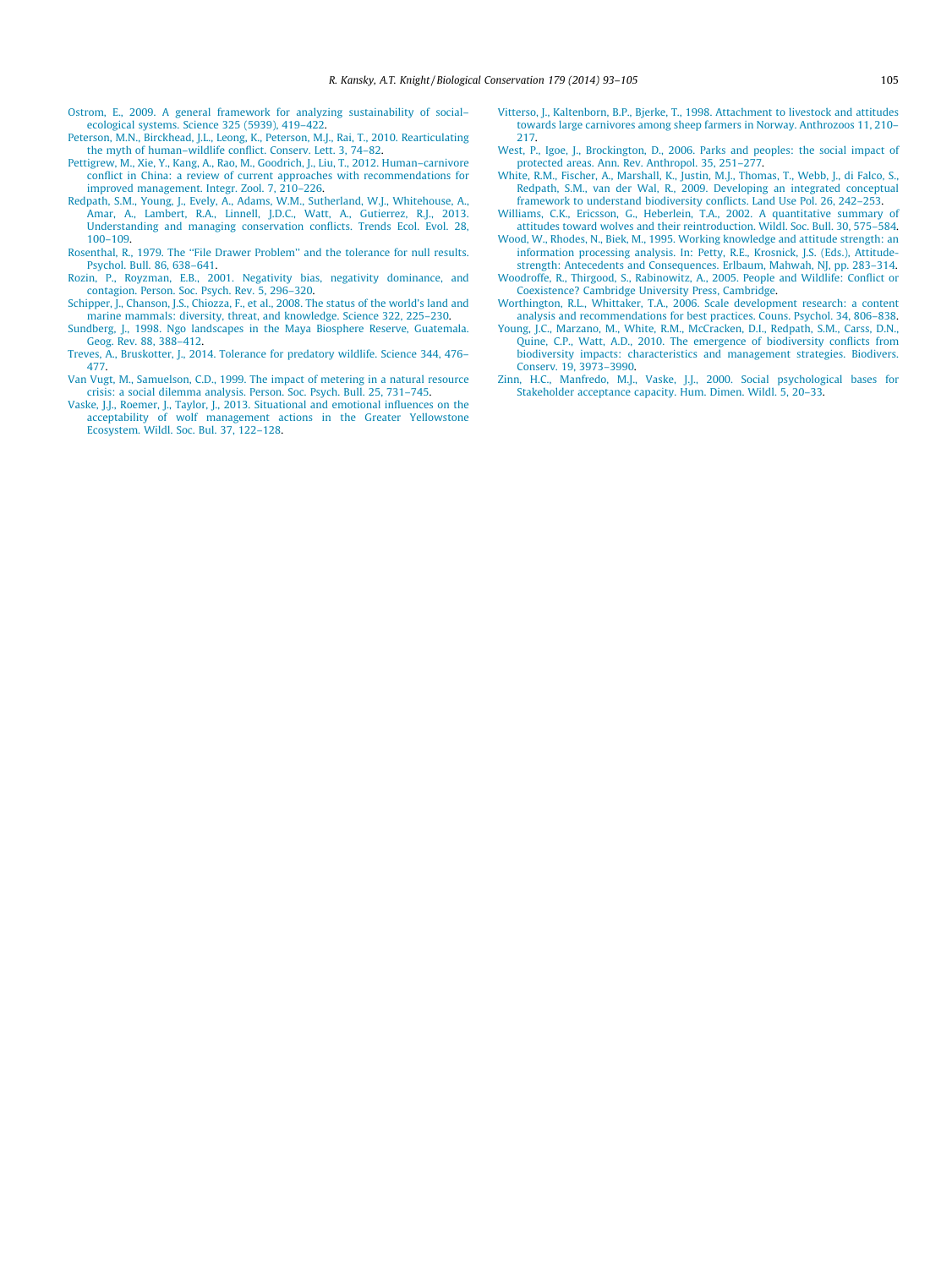Ostrom, E., 2009. A general framework for analyzing sustainability of social–ecological systems. Science 325 (5939), 419–422.

Peterson, M.N., Birckhead, J.L., Leong, K., Peterson, M.J., Rai, T., 2010. Rearticulating the myth of human–wildlife conflict. Conserv. Lett. 3, 74–82.

Pettigrew, M., Xie, Y., Kang, A., Rao, M., Goodrich, J., Liu, T., 2012. Human–carnivore conflict in China: a review of current approaches with recommendations for improved management. Integr. Zool. 7, 210–226.

Redpath, S.M., Young, J., Evely, A., Adams, W.M., Sutherland, W.J., Whitehouse, A., Amar, A., Lambert, R.A., Linnell, J.D.C., Watt, A., Gutierrez, R.J., 2013. Understanding and managing conservation conflicts. Trends Ecol. Evol. 28, 100–109.

Rosenthal, R., 1979. The ''File Drawer Problem'' and the tolerance for null results. Psychol. Bull. 86, 638–641.

Rozin, P., Royzman, E.B., 2001. Negativity bias, negativity dominance, and contagion. Person. Soc. Psych. Rev. 5, 296–320.

Schipper, J., Chanson, J.S., Chiozza, F., et al., 2008. The status of the world's land and marine mammals: diversity, threat, and knowledge. Science 322, 225–230.

Sundberg, J., 1998. Ngo landscapes in the Maya Biosphere Reserve, Guatemala. Geog. Rev. 88, 388–412.

Treves, A., Bruskotter, J., 2014. Tolerance for predatory wildlife. Science 344, 476–477.

Van Vugt, M., Samuelson, C.D., 1999. The impact of metering in a natural resource crisis: a social dilemma analysis. Person. Soc. Psych. Bull. 25, 731–745.

Vaske, J.J., Roemer, J., Taylor, J., 2013. Situational and emotional influences on the acceptability of wolf management actions in the Greater Yellowstone Ecosystem. Wildl. Soc. Bul. 37, 122–128.

Vitterso, J., Kaltenborn, B.P., Bjerke, T., 1998. Attachment to livestock and attitudes towards large carnivores among sheep farmers in Norway. Anthrozoos 11, 210–217.

West, P., Igoe, J., Brockington, D., 2006. Parks and peoples: the social impact of protected areas. Ann. Rev. Anthropol. 35, 251–277.

White, R.M., Fischer, A., Marshall, K., Justin, M.J., Thomas, T., Webb, J., di Falco, S., Redpath, S.M., van der Wal, R., 2009. Developing an integrated conceptual framework to understand biodiversity conflicts. Land Use Pol. 26, 242–253.

Williams, C.K., Ericsson, G., Heberlein, T.A., 2002. A quantitative summary of attitudes toward wolves and their reintroduction. Wildl. Soc. Bull. 30, 575–584.

Wood, W., Rhodes, N., Biek, M., 1995. Working knowledge and attitude strength: an information processing analysis. In: Petty, R.E., Krosnick, J.S. (Eds.), Attitude-strength: Antecedents and Consequences. Erlbaum, Mahwah, NJ, pp. 283–314.

Woodroffe, R., Thirgood, S., Rabinowitz, A., 2005. People and Wildlife: Conflict or Coexistence? Cambridge University Press, Cambridge.

Worthington, R.L., Whittaker, T.A., 2006. Scale development research: a content analysis and recommendations for best practices. Couns. Psychol. 34, 806–838.

Young, J.C., Marzano, M., White, R.M., McCracken, D.I., Redpath, S.M., Carss, D.N., Quine, C.P., Watt, A.D., 2010. The emergence of biodiversity conflicts from biodiversity impacts: characteristics and management strategies. Biodivers. Conserv. 19, 3973–3990.

Zinn, H.C., Manfredo, M.J., Vaske, J.J., 2000. Social psychological bases for Stakeholder acceptance capacity. Hum. Dimen. Wildl. 5, 20–33.